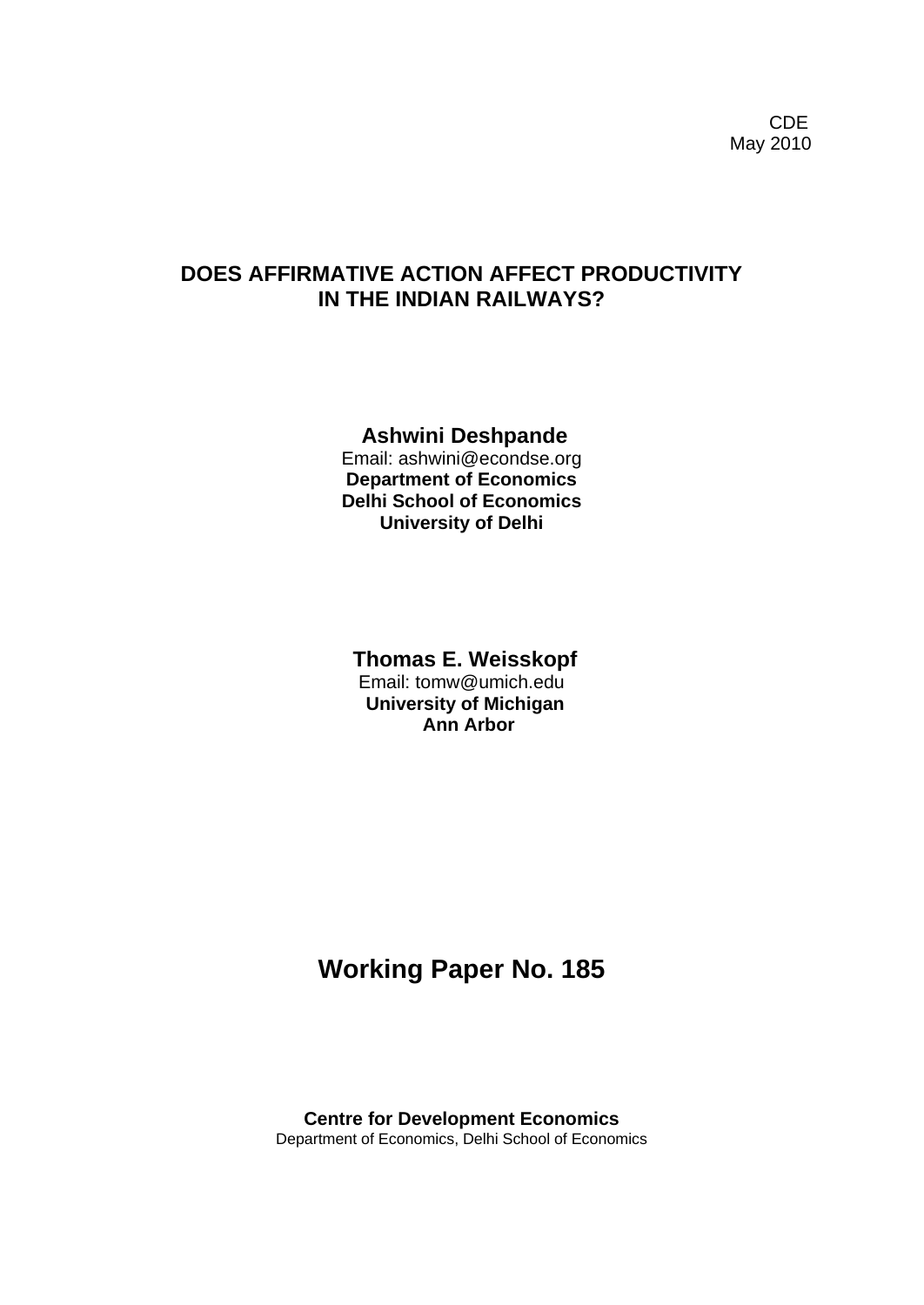CDE
May 2010

# DOES AFFIRMATIVE ACTION AFFECT PRODUCTIVITY IN THE INDIAN RAILWAYS?

**Ashwini Deshpande**
Email: ashwini@econdse.org
**Department of Economics**
**Delhi School of Economics**
**University of Delhi**

**Thomas E. Weisskopf**
Email: tomw@umich.edu
**University of Michigan**
**Ann Arbor**

## Working Paper No. 185

**Centre for Development Economics**
Department of Economics, Delhi School of Economics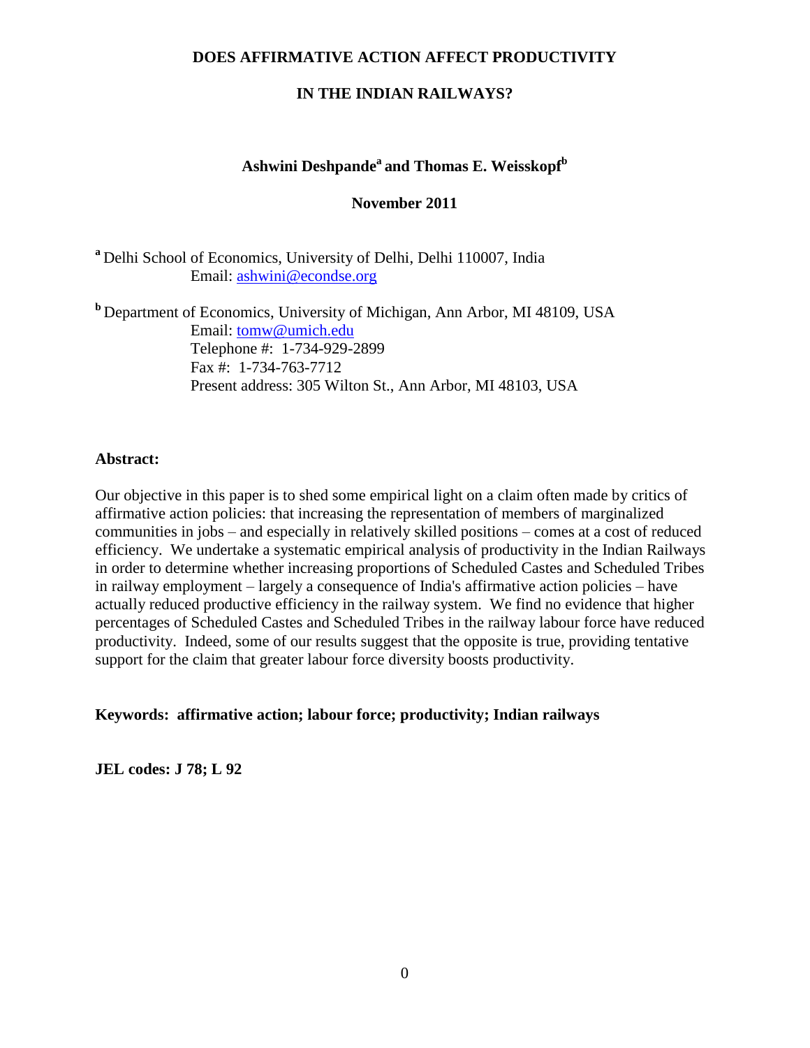# DOES AFFIRMATIVE ACTION AFFECT PRODUCTIVITY IN THE INDIAN RAILWAYS?

**Ashwini Deshpande[a] and Thomas E. Weisskopf[b]**

**November 2011**

[a] Delhi School of Economics, University of Delhi, Delhi 110007, India
Email: ashwini@econdse.org

[b] Department of Economics, University of Michigan, Ann Arbor, MI 48109, USA
Email: tomw@umich.edu
Telephone #: 1-734-929-2899
Fax #: 1-734-763-7712
Present address: 305 Wilton St., Ann Arbor, MI 48103, USA

**Abstract:**

Our objective in this paper is to shed some empirical light on a claim often made by critics of affirmative action policies: that increasing the representation of members of marginalized communities in jobs – and especially in relatively skilled positions – comes at a cost of reduced efficiency. We undertake a systematic empirical analysis of productivity in the Indian Railways in order to determine whether increasing proportions of Scheduled Castes and Scheduled Tribes in railway employment – largely a consequence of India's affirmative action policies – have actually reduced productive efficiency in the railway system. We find no evidence that higher percentages of Scheduled Castes and Scheduled Tribes in the railway labour force have reduced productivity. Indeed, some of our results suggest that the opposite is true, providing tentative support for the claim that greater labour force diversity boosts productivity.

**Keywords: affirmative action; labour force; productivity; Indian railways**

**JEL codes: J 78; L 92**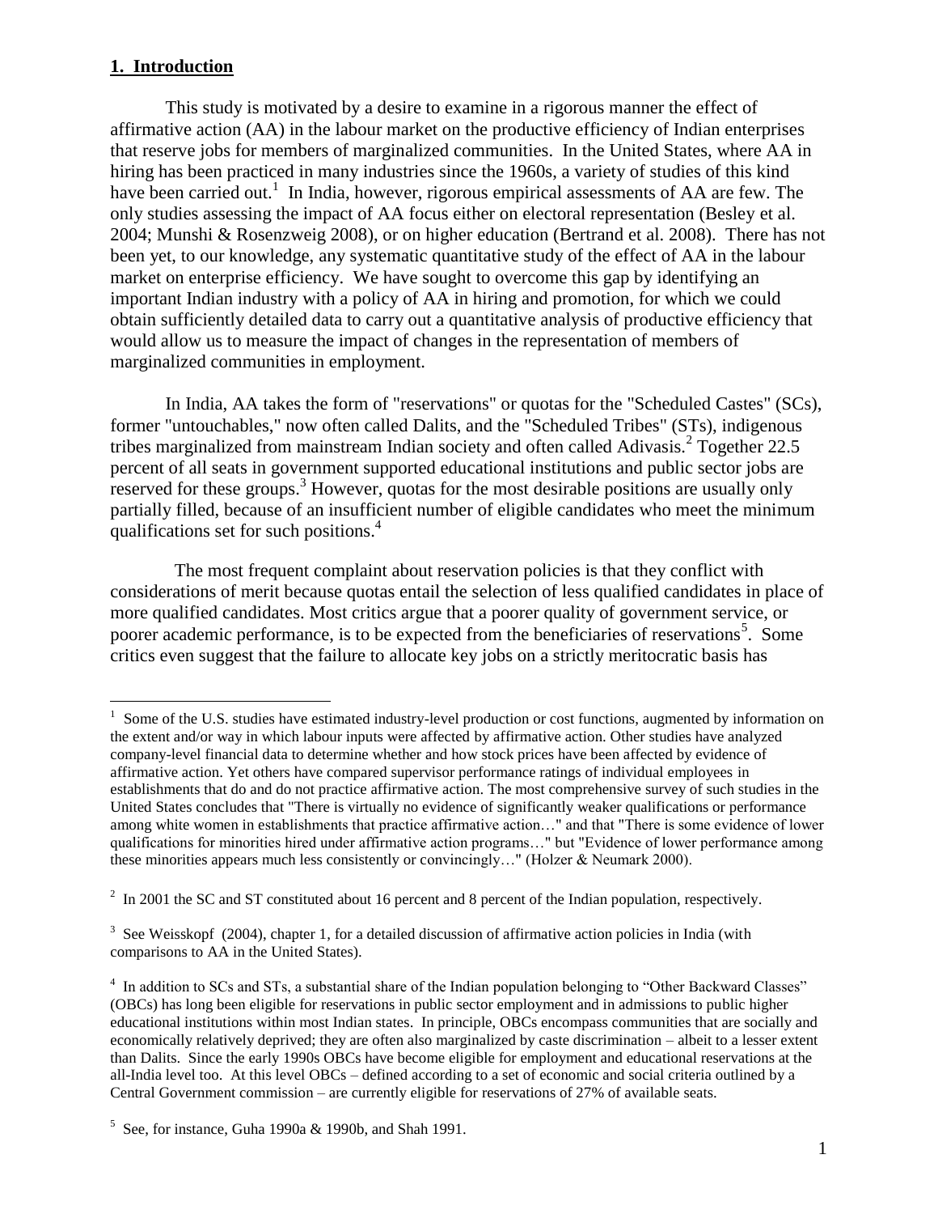## 1. Introduction

This study is motivated by a desire to examine in a rigorous manner the effect of affirmative action (AA) in the labour market on the productive efficiency of Indian enterprises that reserve jobs for members of marginalized communities. In the United States, where AA in hiring has been practiced in many industries since the 1960s, a variety of studies of this kind have been carried out.[1] In India, however, rigorous empirical assessments of AA are few. The only studies assessing the impact of AA focus either on electoral representation (Besley et al. 2004; Munshi & Rosenzweig 2008), or on higher education (Bertrand et al. 2008). There has not been yet, to our knowledge, any systematic quantitative study of the effect of AA in the labour market on enterprise efficiency. We have sought to overcome this gap by identifying an important Indian industry with a policy of AA in hiring and promotion, for which we could obtain sufficiently detailed data to carry out a quantitative analysis of productive efficiency that would allow us to measure the impact of changes in the representation of members of marginalized communities in employment.

In India, AA takes the form of "reservations" or quotas for the "Scheduled Castes" (SCs), former "untouchables," now often called Dalits, and the "Scheduled Tribes" (STs), indigenous tribes marginalized from mainstream Indian society and often called Adivasis.[2] Together 22.5 percent of all seats in government supported educational institutions and public sector jobs are reserved for these groups.[3] However, quotas for the most desirable positions are usually only partially filled, because of an insufficient number of eligible candidates who meet the minimum qualifications set for such positions.[4]

The most frequent complaint about reservation policies is that they conflict with considerations of merit because quotas entail the selection of less qualified candidates in place of more qualified candidates. Most critics argue that a poorer quality of government service, or poorer academic performance, is to be expected from the beneficiaries of reservations[5]. Some critics even suggest that the failure to allocate key jobs on a strictly meritocratic basis has

---

[1] Some of the U.S. studies have estimated industry-level production or cost functions, augmented by information on the extent and/or way in which labour inputs were affected by affirmative action. Other studies have analyzed company-level financial data to determine whether and how stock prices have been affected by evidence of affirmative action. Yet others have compared supervisor performance ratings of individual employees in establishments that do and do not practice affirmative action. The most comprehensive survey of such studies in the United States concludes that "There is virtually no evidence of significantly weaker qualifications or performance among white women in establishments that practice affirmative action…" and that "There is some evidence of lower qualifications for minorities hired under affirmative action programs…" but "Evidence of lower performance among these minorities appears much less consistently or convincingly…" (Holzer & Neumark 2000).

[2] In 2001 the SC and ST constituted about 16 percent and 8 percent of the Indian population, respectively.

[3] See Weisskopf (2004), chapter 1, for a detailed discussion of affirmative action policies in India (with comparisons to AA in the United States).

[4] In addition to SCs and STs, a substantial share of the Indian population belonging to "Other Backward Classes" (OBCs) has long been eligible for reservations in public sector employment and in admissions to public higher educational institutions within most Indian states. In principle, OBCs encompass communities that are socially and economically relatively deprived; they are often also marginalized by caste discrimination – albeit to a lesser extent than Dalits. Since the early 1990s OBCs have become eligible for employment and educational reservations at the all-India level too. At this level OBCs – defined according to a set of economic and social criteria outlined by a Central Government commission – are currently eligible for reservations of 27% of available seats.

[5] See, for instance, Guha 1990a & 1990b, and Shah 1991.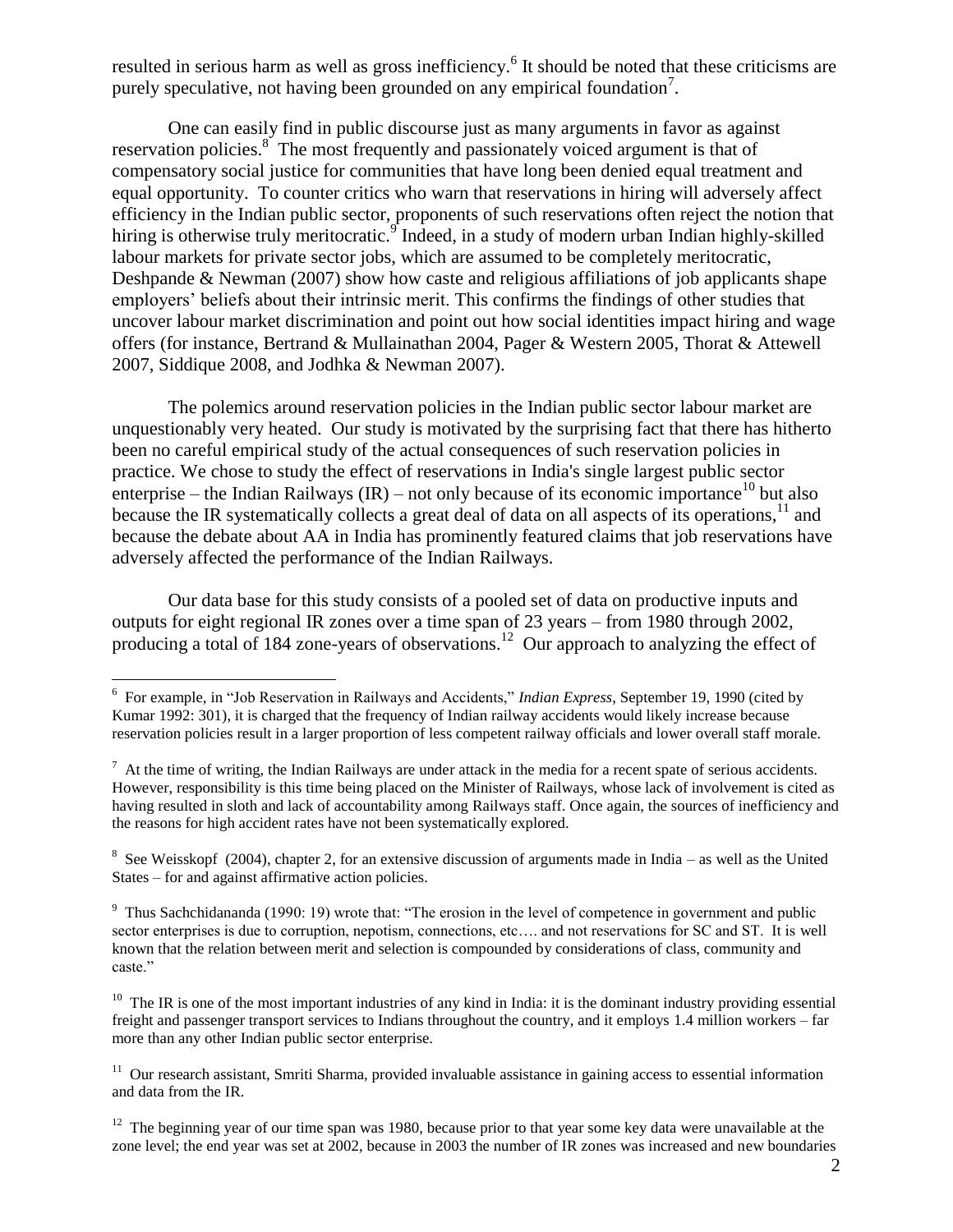resulted in serious harm as well as gross inefficiency.[6] It should be noted that these criticisms are purely speculative, not having been grounded on any empirical foundation[7].

One can easily find in public discourse just as many arguments in favor as against reservation policies.[8] The most frequently and passionately voiced argument is that of compensatory social justice for communities that have long been denied equal treatment and equal opportunity. To counter critics who warn that reservations in hiring will adversely affect efficiency in the Indian public sector, proponents of such reservations often reject the notion that hiring is otherwise truly meritocratic.[9] Indeed, in a study of modern urban Indian highly-skilled labour markets for private sector jobs, which are assumed to be completely meritocratic, Deshpande & Newman (2007) show how caste and religious affiliations of job applicants shape employers' beliefs about their intrinsic merit. This confirms the findings of other studies that uncover labour market discrimination and point out how social identities impact hiring and wage offers (for instance, Bertrand & Mullainathan 2004, Pager & Western 2005, Thorat & Attewell 2007, Siddique 2008, and Jodhka & Newman 2007).

The polemics around reservation policies in the Indian public sector labour market are unquestionably very heated. Our study is motivated by the surprising fact that there has hitherto been no careful empirical study of the actual consequences of such reservation policies in practice. We chose to study the effect of reservations in India's single largest public sector enterprise – the Indian Railways (IR) – not only because of its economic importance[10] but also because the IR systematically collects a great deal of data on all aspects of its operations,[11] and because the debate about AA in India has prominently featured claims that job reservations have adversely affected the performance of the Indian Railways.

Our data base for this study consists of a pooled set of data on productive inputs and outputs for eight regional IR zones over a time span of 23 years – from 1980 through 2002, producing a total of 184 zone-years of observations.[12] Our approach to analyzing the effect of

---

[6] For example, in "Job Reservation in Railways and Accidents," *Indian Express*, September 19, 1990 (cited by Kumar 1992: 301), it is charged that the frequency of Indian railway accidents would likely increase because reservation policies result in a larger proportion of less competent railway officials and lower overall staff morale.

[7] At the time of writing, the Indian Railways are under attack in the media for a recent spate of serious accidents. However, responsibility is this time being placed on the Minister of Railways, whose lack of involvement is cited as having resulted in sloth and lack of accountability among Railways staff. Once again, the sources of inefficiency and the reasons for high accident rates have not been systematically explored.

[8] See Weisskopf (2004), chapter 2, for an extensive discussion of arguments made in India – as well as the United States – for and against affirmative action policies.

[9] Thus Sachchidananda (1990: 19) wrote that: "The erosion in the level of competence in government and public sector enterprises is due to corruption, nepotism, connections, etc…. and not reservations for SC and ST. It is well known that the relation between merit and selection is compounded by considerations of class, community and caste."

[10] The IR is one of the most important industries of any kind in India: it is the dominant industry providing essential freight and passenger transport services to Indians throughout the country, and it employs 1.4 million workers – far more than any other Indian public sector enterprise.

[11] Our research assistant, Smriti Sharma, provided invaluable assistance in gaining access to essential information and data from the IR.

[12] The beginning year of our time span was 1980, because prior to that year some key data were unavailable at the zone level; the end year was set at 2002, because in 2003 the number of IR zones was increased and new boundaries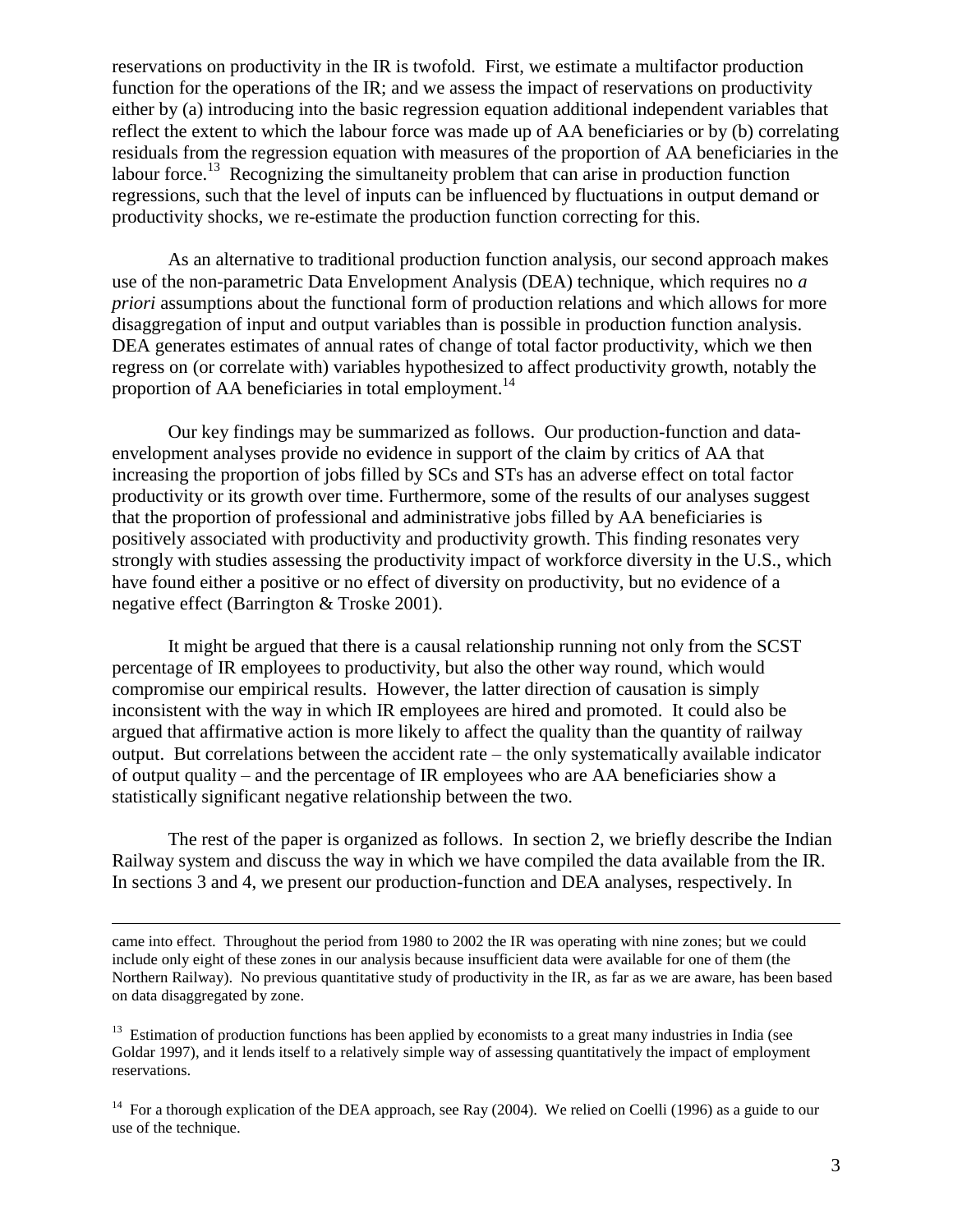reservations on productivity in the IR is twofold. First, we estimate a multifactor production function for the operations of the IR; and we assess the impact of reservations on productivity either by (a) introducing into the basic regression equation additional independent variables that reflect the extent to which the labour force was made up of AA beneficiaries or by (b) correlating residuals from the regression equation with measures of the proportion of AA beneficiaries in the labour force.[13] Recognizing the simultaneity problem that can arise in production function regressions, such that the level of inputs can be influenced by fluctuations in output demand or productivity shocks, we re-estimate the production function correcting for this.

As an alternative to traditional production function analysis, our second approach makes use of the non-parametric Data Envelopment Analysis (DEA) technique, which requires no *a priori* assumptions about the functional form of production relations and which allows for more disaggregation of input and output variables than is possible in production function analysis. DEA generates estimates of annual rates of change of total factor productivity, which we then regress on (or correlate with) variables hypothesized to affect productivity growth, notably the proportion of AA beneficiaries in total employment.[14]

Our key findings may be summarized as follows. Our production-function and data-envelopment analyses provide no evidence in support of the claim by critics of AA that increasing the proportion of jobs filled by SCs and STs has an adverse effect on total factor productivity or its growth over time. Furthermore, some of the results of our analyses suggest that the proportion of professional and administrative jobs filled by AA beneficiaries is positively associated with productivity and productivity growth. This finding resonates very strongly with studies assessing the productivity impact of workforce diversity in the U.S., which have found either a positive or no effect of diversity on productivity, but no evidence of a negative effect (Barrington & Troske 2001).

It might be argued that there is a causal relationship running not only from the SCST percentage of IR employees to productivity, but also the other way round, which would compromise our empirical results. However, the latter direction of causation is simply inconsistent with the way in which IR employees are hired and promoted. It could also be argued that affirmative action is more likely to affect the quality than the quantity of railway output. But correlations between the accident rate – the only systematically available indicator of output quality – and the percentage of IR employees who are AA beneficiaries show a statistically significant negative relationship between the two.

The rest of the paper is organized as follows. In section 2, we briefly describe the Indian Railway system and discuss the way in which we have compiled the data available from the IR. In sections 3 and 4, we present our production-function and DEA analyses, respectively. In

---

came into effect. Throughout the period from 1980 to 2002 the IR was operating with nine zones; but we could include only eight of these zones in our analysis because insufficient data were available for one of them (the Northern Railway). No previous quantitative study of productivity in the IR, as far as we are aware, has been based on data disaggregated by zone.

[13] Estimation of production functions has been applied by economists to a great many industries in India (see Goldar 1997), and it lends itself to a relatively simple way of assessing quantitatively the impact of employment reservations.

[14] For a thorough explication of the DEA approach, see Ray (2004). We relied on Coelli (1996) as a guide to our use of the technique.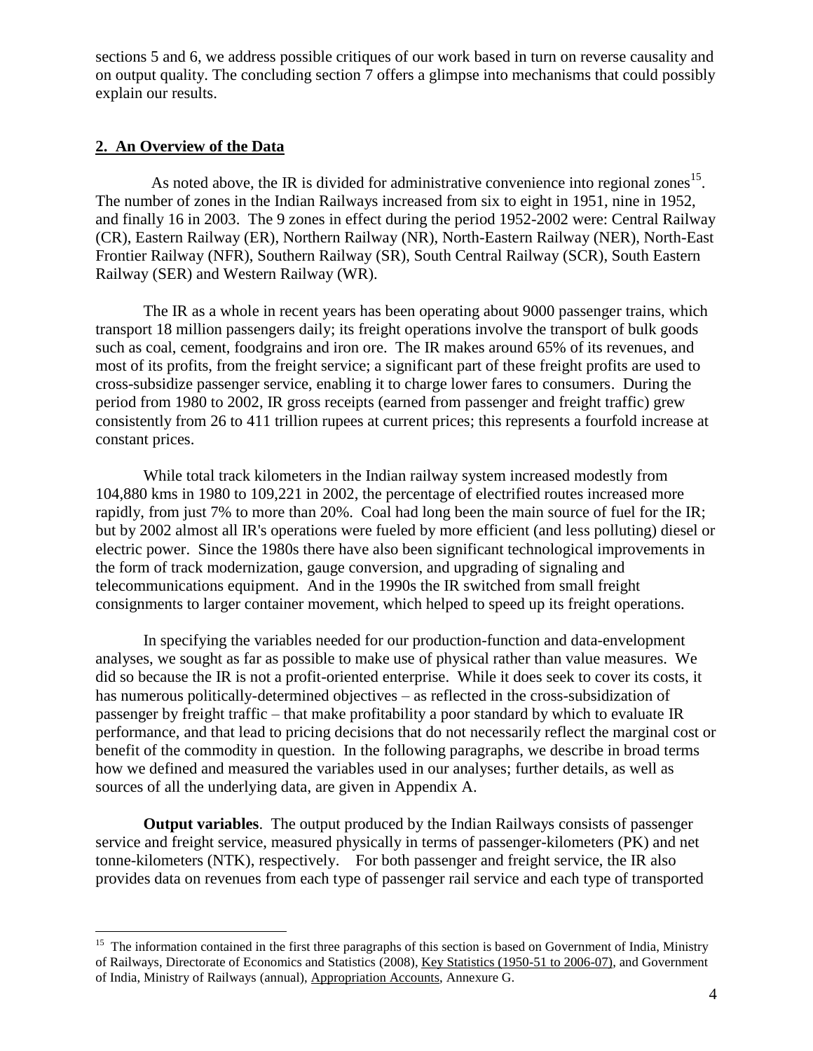sections 5 and 6, we address possible critiques of our work based in turn on reverse causality and on output quality. The concluding section 7 offers a glimpse into mechanisms that could possibly explain our results.

## 2. An Overview of the Data

As noted above, the IR is divided for administrative convenience into regional zones[15]. The number of zones in the Indian Railways increased from six to eight in 1951, nine in 1952, and finally 16 in 2003. The 9 zones in effect during the period 1952-2002 were: Central Railway (CR), Eastern Railway (ER), Northern Railway (NR), North-Eastern Railway (NER), North-East Frontier Railway (NFR), Southern Railway (SR), South Central Railway (SCR), South Eastern Railway (SER) and Western Railway (WR).

The IR as a whole in recent years has been operating about 9000 passenger trains, which transport 18 million passengers daily; its freight operations involve the transport of bulk goods such as coal, cement, foodgrains and iron ore. The IR makes around 65% of its revenues, and most of its profits, from the freight service; a significant part of these freight profits are used to cross-subsidize passenger service, enabling it to charge lower fares to consumers. During the period from 1980 to 2002, IR gross receipts (earned from passenger and freight traffic) grew consistently from 26 to 411 trillion rupees at current prices; this represents a fourfold increase at constant prices.

While total track kilometers in the Indian railway system increased modestly from 104,880 kms in 1980 to 109,221 in 2002, the percentage of electrified routes increased more rapidly, from just 7% to more than 20%. Coal had long been the main source of fuel for the IR; but by 2002 almost all IR's operations were fueled by more efficient (and less polluting) diesel or electric power. Since the 1980s there have also been significant technological improvements in the form of track modernization, gauge conversion, and upgrading of signaling and telecommunications equipment. And in the 1990s the IR switched from small freight consignments to larger container movement, which helped to speed up its freight operations.

In specifying the variables needed for our production-function and data-envelopment analyses, we sought as far as possible to make use of physical rather than value measures. We did so because the IR is not a profit-oriented enterprise. While it does seek to cover its costs, it has numerous politically-determined objectives – as reflected in the cross-subsidization of passenger by freight traffic – that make profitability a poor standard by which to evaluate IR performance, and that lead to pricing decisions that do not necessarily reflect the marginal cost or benefit of the commodity in question. In the following paragraphs, we describe in broad terms how we defined and measured the variables used in our analyses; further details, as well as sources of all the underlying data, are given in Appendix A.

**Output variables**. The output produced by the Indian Railways consists of passenger service and freight service, measured physically in terms of passenger-kilometers (PK) and net tonne-kilometers (NTK), respectively. For both passenger and freight service, the IR also provides data on revenues from each type of passenger rail service and each type of transported

---

[15] The information contained in the first three paragraphs of this section is based on Government of India, Ministry of Railways, Directorate of Economics and Statistics (2008), Key Statistics (1950-51 to 2006-07), and Government of India, Ministry of Railways (annual), Appropriation Accounts, Annexure G.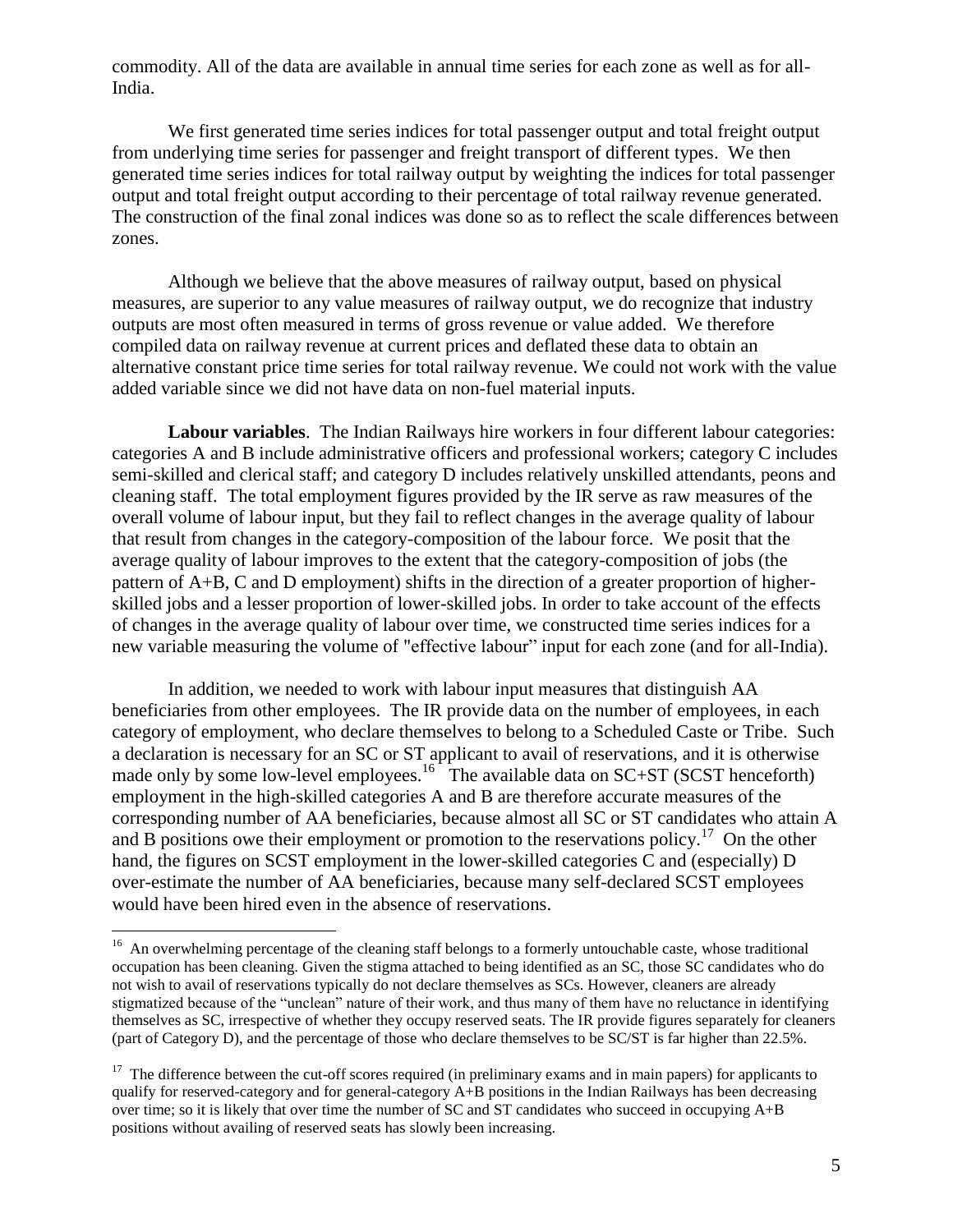commodity. All of the data are available in annual time series for each zone as well as for all-India.

We first generated time series indices for total passenger output and total freight output from underlying time series for passenger and freight transport of different types. We then generated time series indices for total railway output by weighting the indices for total passenger output and total freight output according to their percentage of total railway revenue generated. The construction of the final zonal indices was done so as to reflect the scale differences between zones.

Although we believe that the above measures of railway output, based on physical measures, are superior to any value measures of railway output, we do recognize that industry outputs are most often measured in terms of gross revenue or value added. We therefore compiled data on railway revenue at current prices and deflated these data to obtain an alternative constant price time series for total railway revenue. We could not work with the value added variable since we did not have data on non-fuel material inputs.

**Labour variables**. The Indian Railways hire workers in four different labour categories: categories A and B include administrative officers and professional workers; category C includes semi-skilled and clerical staff; and category D includes relatively unskilled attendants, peons and cleaning staff. The total employment figures provided by the IR serve as raw measures of the overall volume of labour input, but they fail to reflect changes in the average quality of labour that result from changes in the category-composition of the labour force. We posit that the average quality of labour improves to the extent that the category-composition of jobs (the pattern of A+B, C and D employment) shifts in the direction of a greater proportion of higher-skilled jobs and a lesser proportion of lower-skilled jobs. In order to take account of the effects of changes in the average quality of labour over time, we constructed time series indices for a new variable measuring the volume of "effective labour" input for each zone (and for all-India).

In addition, we needed to work with labour input measures that distinguish AA beneficiaries from other employees. The IR provide data on the number of employees, in each category of employment, who declare themselves to belong to a Scheduled Caste or Tribe. Such a declaration is necessary for an SC or ST applicant to avail of reservations, and it is otherwise made only by some low-level employees.[16] The available data on SC+ST (SCST henceforth) employment in the high-skilled categories A and B are therefore accurate measures of the corresponding number of AA beneficiaries, because almost all SC or ST candidates who attain A and B positions owe their employment or promotion to the reservations policy.[17] On the other hand, the figures on SCST employment in the lower-skilled categories C and (especially) D over-estimate the number of AA beneficiaries, because many self-declared SCST employees would have been hired even in the absence of reservations.

---

[16] An overwhelming percentage of the cleaning staff belongs to a formerly untouchable caste, whose traditional occupation has been cleaning. Given the stigma attached to being identified as an SC, those SC candidates who do not wish to avail of reservations typically do not declare themselves as SCs. However, cleaners are already stigmatized because of the "unclean" nature of their work, and thus many of them have no reluctance in identifying themselves as SC, irrespective of whether they occupy reserved seats. The IR provide figures separately for cleaners (part of Category D), and the percentage of those who declare themselves to be SC/ST is far higher than 22.5%.

[17] The difference between the cut-off scores required (in preliminary exams and in main papers) for applicants to qualify for reserved-category and for general-category A+B positions in the Indian Railways has been decreasing over time; so it is likely that over time the number of SC and ST candidates who succeed in occupying A+B positions without availing of reserved seats has slowly been increasing.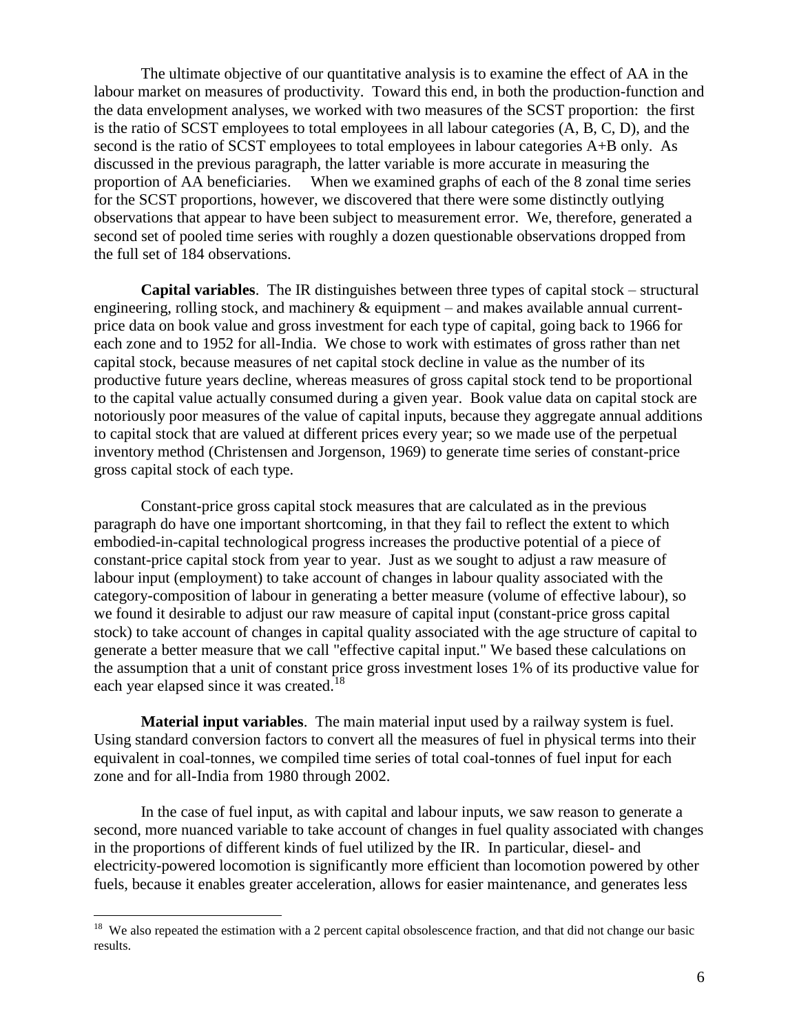The ultimate objective of our quantitative analysis is to examine the effect of AA in the labour market on measures of productivity. Toward this end, in both the production-function and the data envelopment analyses, we worked with two measures of the SCST proportion: the first is the ratio of SCST employees to total employees in all labour categories (A, B, C, D), and the second is the ratio of SCST employees to total employees in labour categories A+B only. As discussed in the previous paragraph, the latter variable is more accurate in measuring the proportion of AA beneficiaries. When we examined graphs of each of the 8 zonal time series for the SCST proportions, however, we discovered that there were some distinctly outlying observations that appear to have been subject to measurement error. We, therefore, generated a second set of pooled time series with roughly a dozen questionable observations dropped from the full set of 184 observations.

**Capital variables**. The IR distinguishes between three types of capital stock – structural engineering, rolling stock, and machinery & equipment – and makes available annual current-price data on book value and gross investment for each type of capital, going back to 1966 for each zone and to 1952 for all-India. We chose to work with estimates of gross rather than net capital stock, because measures of net capital stock decline in value as the number of its productive future years decline, whereas measures of gross capital stock tend to be proportional to the capital value actually consumed during a given year. Book value data on capital stock are notoriously poor measures of the value of capital inputs, because they aggregate annual additions to capital stock that are valued at different prices every year; so we made use of the perpetual inventory method (Christensen and Jorgenson, 1969) to generate time series of constant-price gross capital stock of each type.

Constant-price gross capital stock measures that are calculated as in the previous paragraph do have one important shortcoming, in that they fail to reflect the extent to which embodied-in-capital technological progress increases the productive potential of a piece of constant-price capital stock from year to year. Just as we sought to adjust a raw measure of labour input (employment) to take account of changes in labour quality associated with the category-composition of labour in generating a better measure (volume of effective labour), so we found it desirable to adjust our raw measure of capital input (constant-price gross capital stock) to take account of changes in capital quality associated with the age structure of capital to generate a better measure that we call "effective capital input." We based these calculations on the assumption that a unit of constant price gross investment loses 1% of its productive value for each year elapsed since it was created.[18]

**Material input variables**. The main material input used by a railway system is fuel. Using standard conversion factors to convert all the measures of fuel in physical terms into their equivalent in coal-tonnes, we compiled time series of total coal-tonnes of fuel input for each zone and for all-India from 1980 through 2002.

In the case of fuel input, as with capital and labour inputs, we saw reason to generate a second, more nuanced variable to take account of changes in fuel quality associated with changes in the proportions of different kinds of fuel utilized by the IR. In particular, diesel- and electricity-powered locomotion is significantly more efficient than locomotion powered by other fuels, because it enables greater acceleration, allows for easier maintenance, and generates less

[18] We also repeated the estimation with a 2 percent capital obsolescence fraction, and that did not change our basic results.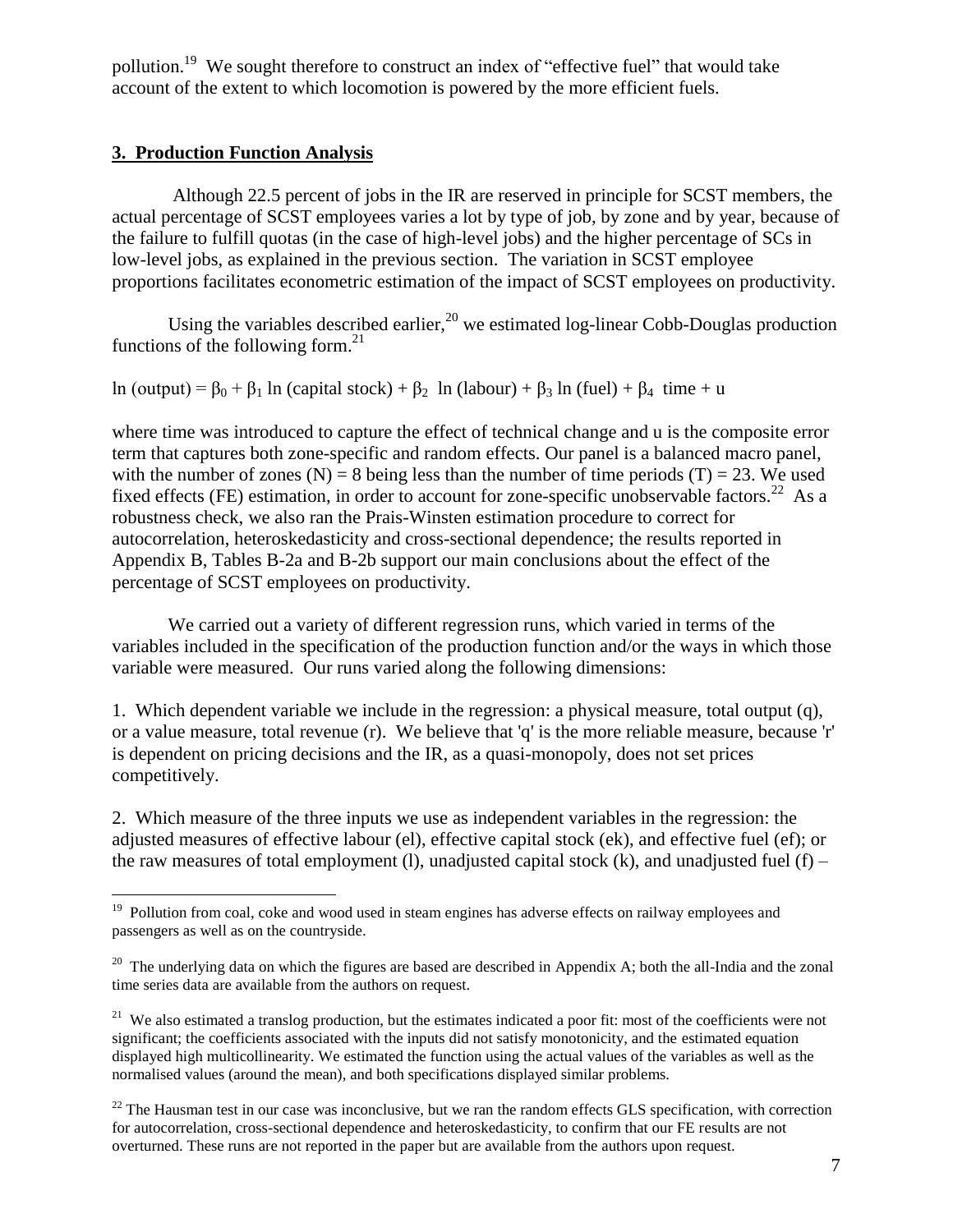pollution.[19] We sought therefore to construct an index of "effective fuel" that would take account of the extent to which locomotion is powered by the more efficient fuels.

## 3. Production Function Analysis

Although 22.5 percent of jobs in the IR are reserved in principle for SCST members, the actual percentage of SCST employees varies a lot by type of job, by zone and by year, because of the failure to fulfill quotas (in the case of high-level jobs) and the higher percentage of SCs in low-level jobs, as explained in the previous section. The variation in SCST employee proportions facilitates econometric estimation of the impact of SCST employees on productivity.

Using the variables described earlier,[20] we estimated log-linear Cobb-Douglas production functions of the following form.[21]

$$\ln(\text{output}) = \beta_0 + \beta_1 \ln(\text{capital stock}) + \beta_2 \ln(\text{labour}) + \beta_3 \ln(\text{fuel}) + \beta_4 \text{ time} + u$$

where time was introduced to capture the effect of technical change and u is the composite error term that captures both zone-specific and random effects. Our panel is a balanced macro panel, with the number of zones $(N) = 8$ being less than the number of time periods $(T) = 23$. We used fixed effects (FE) estimation, in order to account for zone-specific unobservable factors.[22] As a robustness check, we also ran the Prais-Winsten estimation procedure to correct for autocorrelation, heteroskedasticity and cross-sectional dependence; the results reported in Appendix B, Tables B-2a and B-2b support our main conclusions about the effect of the percentage of SCST employees on productivity.

We carried out a variety of different regression runs, which varied in terms of the variables included in the specification of the production function and/or the ways in which those variable were measured. Our runs varied along the following dimensions:

1. Which dependent variable we include in the regression: a physical measure, total output (q), or a value measure, total revenue (r). We believe that 'q' is the more reliable measure, because 'r' is dependent on pricing decisions and the IR, as a quasi-monopoly, does not set prices competitively.

2. Which measure of the three inputs we use as independent variables in the regression: the adjusted measures of effective labour (el), effective capital stock (ek), and effective fuel (ef); or the raw measures of total employment (l), unadjusted capital stock (k), and unadjusted fuel (f) –

---

[19] Pollution from coal, coke and wood used in steam engines has adverse effects on railway employees and passengers as well as on the countryside.

[20] The underlying data on which the figures are based are described in Appendix A; both the all-India and the zonal time series data are available from the authors on request.

[21] We also estimated a translog production, but the estimates indicated a poor fit: most of the coefficients were not significant; the coefficients associated with the inputs did not satisfy monotonicity, and the estimated equation displayed high multicollinearity. We estimated the function using the actual values of the variables as well as the normalised values (around the mean), and both specifications displayed similar problems.

[22] The Hausman test in our case was inconclusive, but we ran the random effects GLS specification, with correction for autocorrelation, cross-sectional dependence and heteroskedasticity, to confirm that our FE results are not overturned. These runs are not reported in the paper but are available from the authors upon request.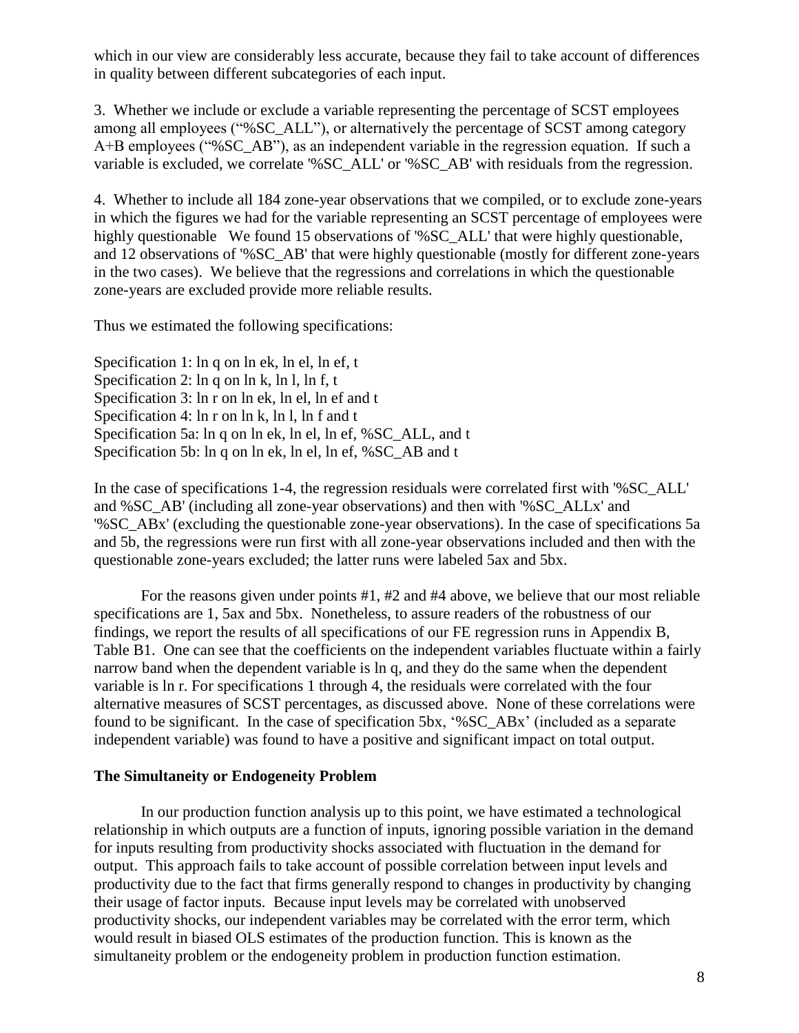which in our view are considerably less accurate, because they fail to take account of differences in quality between different subcategories of each input.

3. Whether we include or exclude a variable representing the percentage of SCST employees among all employees ("%SC_ALL"), or alternatively the percentage of SCST among category A+B employees ("%SC_AB"), as an independent variable in the regression equation. If such a variable is excluded, we correlate '%SC_ALL' or '%SC_AB' with residuals from the regression.

4. Whether to include all 184 zone-year observations that we compiled, or to exclude zone-years in which the figures we had for the variable representing an SCST percentage of employees were highly questionable We found 15 observations of '%SC_ALL' that were highly questionable, and 12 observations of '%SC_AB' that were highly questionable (mostly for different zone-years in the two cases). We believe that the regressions and correlations in which the questionable zone-years are excluded provide more reliable results.

Thus we estimated the following specifications:

Specification 1: ln q on ln ek, ln el, ln ef, t
Specification 2: ln q on ln k, ln l, ln f, t
Specification 3: ln r on ln ek, ln el, ln ef and t
Specification 4: ln r on ln k, ln l, ln f and t
Specification 5a: ln q on ln ek, ln el, ln ef, %SC_ALL, and t
Specification 5b: ln q on ln ek, ln el, ln ef, %SC_AB and t

In the case of specifications 1-4, the regression residuals were correlated first with '%SC_ALL' and %SC_AB' (including all zone-year observations) and then with '%SC_ALLx' and '%SC_ABx' (excluding the questionable zone-year observations). In the case of specifications 5a and 5b, the regressions were run first with all zone-year observations included and then with the questionable zone-years excluded; the latter runs were labeled 5ax and 5bx.

For the reasons given under points #1, #2 and #4 above, we believe that our most reliable specifications are 1, 5ax and 5bx. Nonetheless, to assure readers of the robustness of our findings, we report the results of all specifications of our FE regression runs in Appendix B, Table B1. One can see that the coefficients on the independent variables fluctuate within a fairly narrow band when the dependent variable is ln q, and they do the same when the dependent variable is ln r. For specifications 1 through 4, the residuals were correlated with the four alternative measures of SCST percentages, as discussed above. None of these correlations were found to be significant. In the case of specification 5bx, '%SC_ABx' (included as a separate independent variable) was found to have a positive and significant impact on total output.

### The Simultaneity or Endogeneity Problem

In our production function analysis up to this point, we have estimated a technological relationship in which outputs are a function of inputs, ignoring possible variation in the demand for inputs resulting from productivity shocks associated with fluctuation in the demand for output. This approach fails to take account of possible correlation between input levels and productivity due to the fact that firms generally respond to changes in productivity by changing their usage of factor inputs. Because input levels may be correlated with unobserved productivity shocks, our independent variables may be correlated with the error term, which would result in biased OLS estimates of the production function. This is known as the simultaneity problem or the endogeneity problem in production function estimation.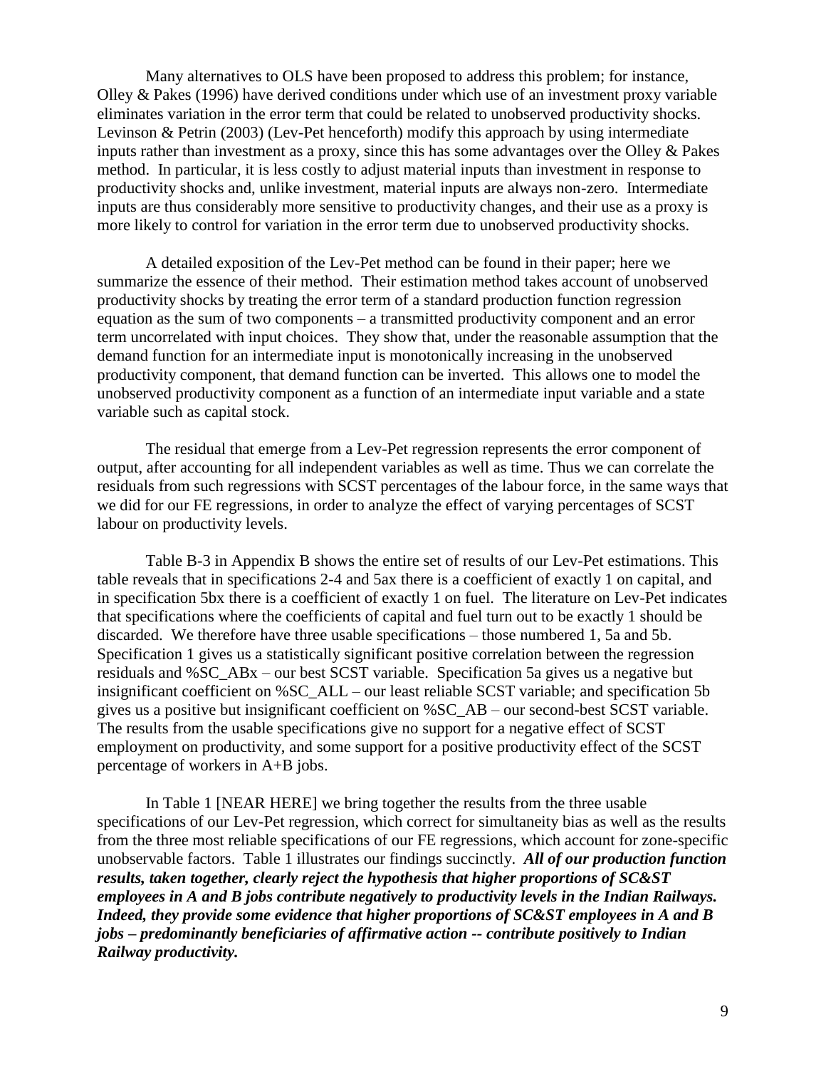Many alternatives to OLS have been proposed to address this problem; for instance, Olley & Pakes (1996) have derived conditions under which use of an investment proxy variable eliminates variation in the error term that could be related to unobserved productivity shocks. Levinson & Petrin (2003) (Lev-Pet henceforth) modify this approach by using intermediate inputs rather than investment as a proxy, since this has some advantages over the Olley & Pakes method. In particular, it is less costly to adjust material inputs than investment in response to productivity shocks and, unlike investment, material inputs are always non-zero. Intermediate inputs are thus considerably more sensitive to productivity changes, and their use as a proxy is more likely to control for variation in the error term due to unobserved productivity shocks.

A detailed exposition of the Lev-Pet method can be found in their paper; here we summarize the essence of their method. Their estimation method takes account of unobserved productivity shocks by treating the error term of a standard production function regression equation as the sum of two components – a transmitted productivity component and an error term uncorrelated with input choices. They show that, under the reasonable assumption that the demand function for an intermediate input is monotonically increasing in the unobserved productivity component, that demand function can be inverted. This allows one to model the unobserved productivity component as a function of an intermediate input variable and a state variable such as capital stock.

The residual that emerge from a Lev-Pet regression represents the error component of output, after accounting for all independent variables as well as time. Thus we can correlate the residuals from such regressions with SCST percentages of the labour force, in the same ways that we did for our FE regressions, in order to analyze the effect of varying percentages of SCST labour on productivity levels.

Table B-3 in Appendix B shows the entire set of results of our Lev-Pet estimations. This table reveals that in specifications 2-4 and 5ax there is a coefficient of exactly 1 on capital, and in specification 5bx there is a coefficient of exactly 1 on fuel. The literature on Lev-Pet indicates that specifications where the coefficients of capital and fuel turn out to be exactly 1 should be discarded. We therefore have three usable specifications – those numbered 1, 5a and 5b. Specification 1 gives us a statistically significant positive correlation between the regression residuals and %SC_ABx – our best SCST variable. Specification 5a gives us a negative but insignificant coefficient on %SC_ALL – our least reliable SCST variable; and specification 5b gives us a positive but insignificant coefficient on %SC_AB – our second-best SCST variable. The results from the usable specifications give no support for a negative effect of SCST employment on productivity, and some support for a positive productivity effect of the SCST percentage of workers in A+B jobs.

In Table 1 [NEAR HERE] we bring together the results from the three usable specifications of our Lev-Pet regression, which correct for simultaneity bias as well as the results from the three most reliable specifications of our FE regressions, which account for zone-specific unobservable factors. Table 1 illustrates our findings succinctly. ***All of our production function results, taken together, clearly reject the hypothesis that higher proportions of SC&ST employees in A and B jobs contribute negatively to productivity levels in the Indian Railways. Indeed, they provide some evidence that higher proportions of SC&ST employees in A and B jobs – predominantly beneficiaries of affirmative action -- contribute positively to Indian Railway productivity.***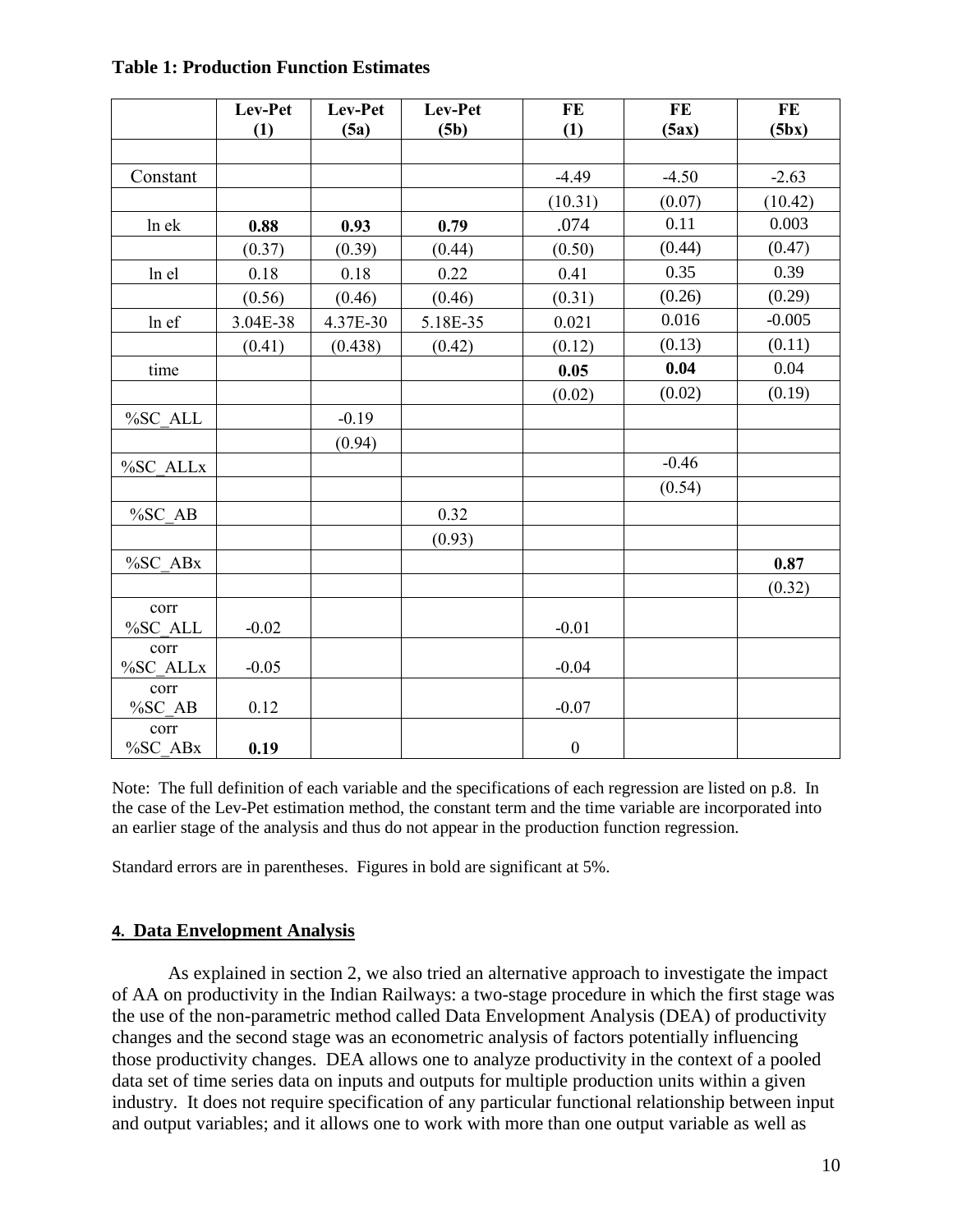**Table 1: Production Function Estimates**

| | **Lev-Pet (1)** | **Lev-Pet (5a)** | **Lev-Pet (5b)** | **FE (1)** | **FE (5ax)** | **FE (5bx)** |
|---|---|---|---|---|---|---|
| | | | | | | |
| Constant | | | | -4.49 | -4.50 | -2.63 |
| | | | | (10.31) | (0.07) | (10.42) |
| ln ek | **0.88** | **0.93** | **0.79** | .074 | 0.11 | 0.003 |
| | (0.37) | (0.39) | (0.44) | (0.50) | (0.44) | (0.47) |
| ln el | 0.18 | 0.18 | 0.22 | 0.41 | 0.35 | 0.39 |
| | (0.56) | (0.46) | (0.46) | (0.31) | (0.26) | (0.29) |
| ln ef | 3.04E-38 | 4.37E-30 | 5.18E-35 | 0.021 | 0.016 | -0.005 |
| | (0.41) | (0.438) | (0.42) | (0.12) | (0.13) | (0.11) |
| time | | | | **0.05** | **0.04** | 0.04 |
| | | | | (0.02) | (0.02) | (0.19) |
| %SC_ALL | | -0.19 | | | | |
| | | (0.94) | | | | |
| %SC_ALLx | | | | | -0.46 | |
| | | | | | (0.54) | |
| %SC_AB | | | 0.32 | | | |
| | | | (0.93) | | | |
| %SC_ABx | | | | | | **0.87** |
| | | | | | | (0.32) |
| corr %SC_ALL | -0.02 | | | -0.01 | | |
| corr %SC_ALLx | -0.05 | | | -0.04 | | |
| corr %SC_AB | 0.12 | | | -0.07 | | |
| corr %SC_ABx | **0.19** | | | 0 | | |

Note: The full definition of each variable and the specifications of each regression are listed on p.8. In the case of the Lev-Pet estimation method, the constant term and the time variable are incorporated into an earlier stage of the analysis and thus do not appear in the production function regression.

Standard errors are in parentheses. Figures in bold are significant at 5%.

## 4. Data Envelopment Analysis

As explained in section 2, we also tried an alternative approach to investigate the impact of AA on productivity in the Indian Railways: a two-stage procedure in which the first stage was the use of the non-parametric method called Data Envelopment Analysis (DEA) of productivity changes and the second stage was an econometric analysis of factors potentially influencing those productivity changes. DEA allows one to analyze productivity in the context of a pooled data set of time series data on inputs and outputs for multiple production units within a given industry. It does not require specification of any particular functional relationship between input and output variables; and it allows one to work with more than one output variable as well as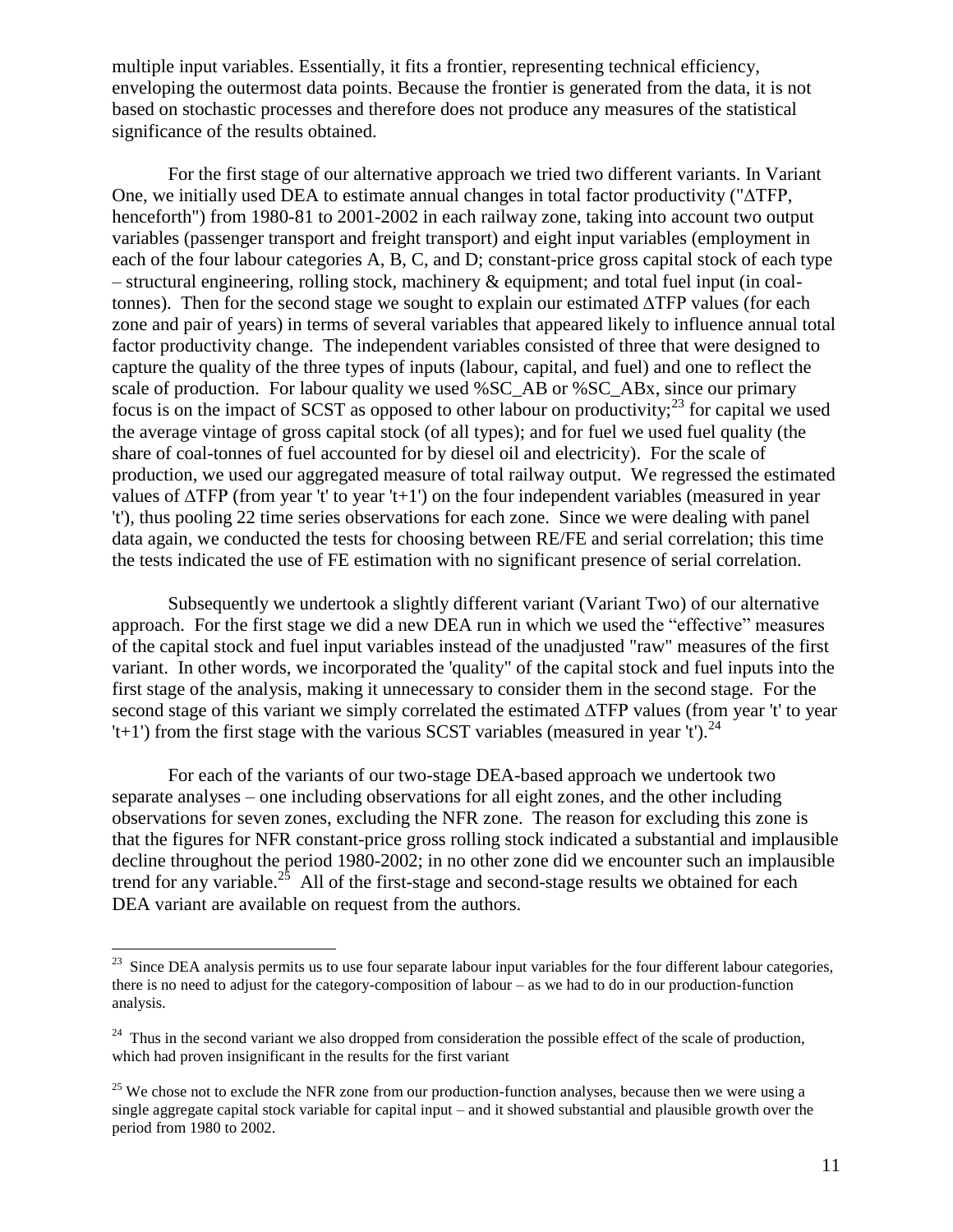multiple input variables. Essentially, it fits a frontier, representing technical efficiency, enveloping the outermost data points. Because the frontier is generated from the data, it is not based on stochastic processes and therefore does not produce any measures of the statistical significance of the results obtained.

For the first stage of our alternative approach we tried two different variants. In Variant One, we initially used DEA to estimate annual changes in total factor productivity ("ΔTFP, henceforth") from 1980-81 to 2001-2002 in each railway zone, taking into account two output variables (passenger transport and freight transport) and eight input variables (employment in each of the four labour categories A, B, C, and D; constant-price gross capital stock of each type – structural engineering, rolling stock, machinery & equipment; and total fuel input (in coal-tonnes). Then for the second stage we sought to explain our estimated ΔTFP values (for each zone and pair of years) in terms of several variables that appeared likely to influence annual total factor productivity change. The independent variables consisted of three that were designed to capture the quality of the three types of inputs (labour, capital, and fuel) and one to reflect the scale of production. For labour quality we used %SC_AB or %SC_ABx, since our primary focus is on the impact of SCST as opposed to other labour on productivity;[23] for capital we used the average vintage of gross capital stock (of all types); and for fuel we used fuel quality (the share of coal-tonnes of fuel accounted for by diesel oil and electricity). For the scale of production, we used our aggregated measure of total railway output. We regressed the estimated values of ΔTFP (from year 't' to year 't+1') on the four independent variables (measured in year 't'), thus pooling 22 time series observations for each zone. Since we were dealing with panel data again, we conducted the tests for choosing between RE/FE and serial correlation; this time the tests indicated the use of FE estimation with no significant presence of serial correlation.

Subsequently we undertook a slightly different variant (Variant Two) of our alternative approach. For the first stage we did a new DEA run in which we used the "effective" measures of the capital stock and fuel input variables instead of the unadjusted "raw" measures of the first variant. In other words, we incorporated the 'quality" of the capital stock and fuel inputs into the first stage of the analysis, making it unnecessary to consider them in the second stage. For the second stage of this variant we simply correlated the estimated ΔTFP values (from year 't' to year 't+1') from the first stage with the various SCST variables (measured in year 't').[24]

For each of the variants of our two-stage DEA-based approach we undertook two separate analyses – one including observations for all eight zones, and the other including observations for seven zones, excluding the NFR zone. The reason for excluding this zone is that the figures for NFR constant-price gross rolling stock indicated a substantial and implausible decline throughout the period 1980-2002; in no other zone did we encounter such an implausible trend for any variable.[25] All of the first-stage and second-stage results we obtained for each DEA variant are available on request from the authors.

---

[23] Since DEA analysis permits us to use four separate labour input variables for the four different labour categories, there is no need to adjust for the category-composition of labour – as we had to do in our production-function analysis.

[24] Thus in the second variant we also dropped from consideration the possible effect of the scale of production, which had proven insignificant in the results for the first variant

[25] We chose not to exclude the NFR zone from our production-function analyses, because then we were using a single aggregate capital stock variable for capital input – and it showed substantial and plausible growth over the period from 1980 to 2002.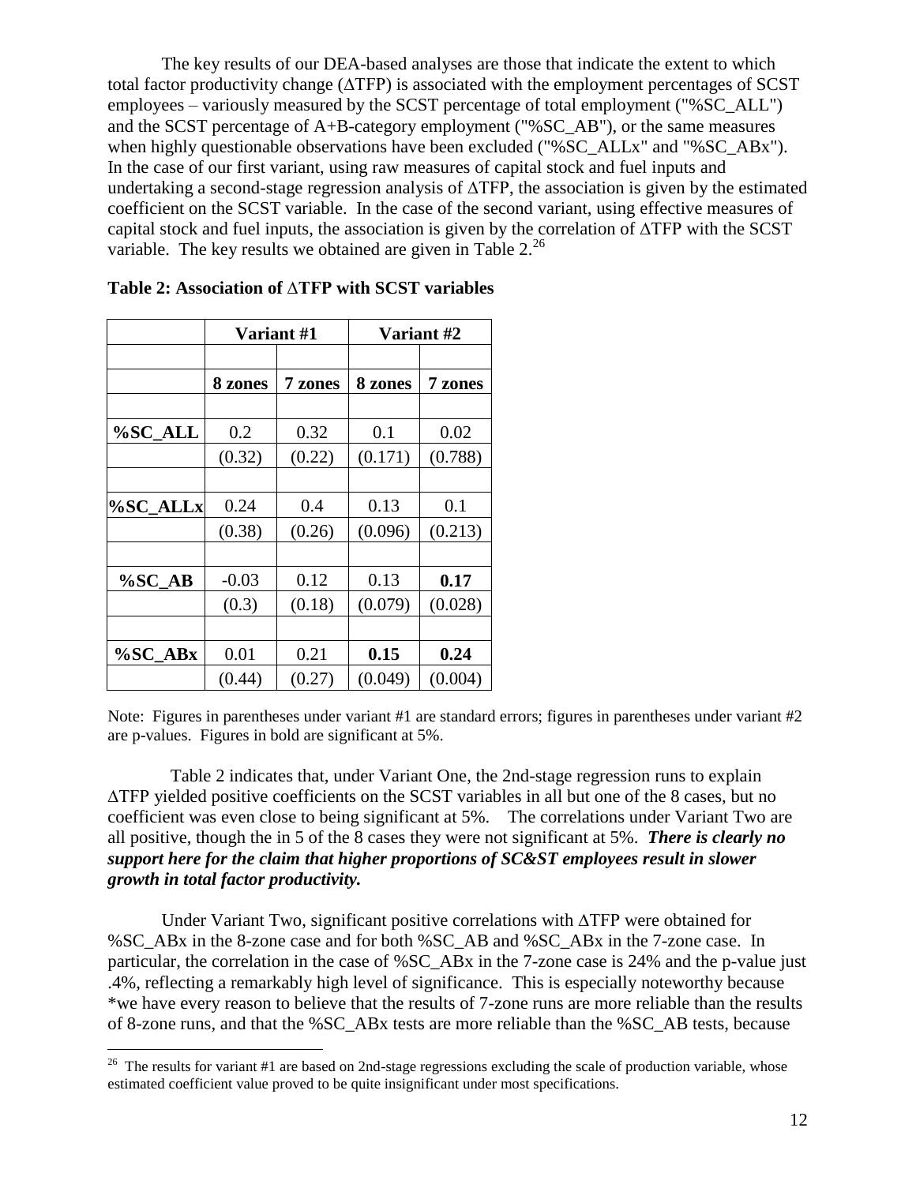The key results of our DEA-based analyses are those that indicate the extent to which total factor productivity change (ΔTFP) is associated with the employment percentages of SCST employees – variously measured by the SCST percentage of total employment ("%SC_ALL") and the SCST percentage of A+B-category employment ("%SC_AB"), or the same measures when highly questionable observations have been excluded ("%SC_ALLx" and "%SC_ABx"). In the case of our first variant, using raw measures of capital stock and fuel inputs and undertaking a second-stage regression analysis of ΔTFP, the association is given by the estimated coefficient on the SCST variable. In the case of the second variant, using effective measures of capital stock and fuel inputs, the association is given by the correlation of ΔTFP with the SCST variable. The key results we obtained are given in Table 2.[26]

**Table 2: Association of ΔTFP with SCST variables**

| | Variant #1 | | Variant #2 | |
|---|---|---|---|---|
| | 8 zones | 7 zones | 8 zones | 7 zones |
| **%SC_ALL** | 0.2 | 0.32 | 0.1 | 0.02 |
| | (0.32) | (0.22) | (0.171) | (0.788) |
| **%SC_ALLx** | 0.24 | 0.4 | 0.13 | 0.1 |
| | (0.38) | (0.26) | (0.096) | (0.213) |
| **%SC_AB** | -0.03 | 0.12 | 0.13 | **0.17** |
| | (0.3) | (0.18) | (0.079) | (0.028) |
| **%SC_ABx** | 0.01 | 0.21 | **0.15** | **0.24** |
| | (0.44) | (0.27) | (0.049) | (0.004) |

Note: Figures in parentheses under variant #1 are standard errors; figures in parentheses under variant #2 are p-values. Figures in bold are significant at 5%.

Table 2 indicates that, under Variant One, the 2nd-stage regression runs to explain ΔTFP yielded positive coefficients on the SCST variables in all but one of the 8 cases, but no coefficient was even close to being significant at 5%. The correlations under Variant Two are all positive, though the in 5 of the 8 cases they were not significant at 5%. ***There is clearly no support here for the claim that higher proportions of SC&ST employees result in slower growth in total factor productivity.***

Under Variant Two, significant positive correlations with ΔTFP were obtained for %SC_ABx in the 8-zone case and for both %SC_AB and %SC_ABx in the 7-zone case. In particular, the correlation in the case of %SC_ABx in the 7-zone case is 24% and the p-value just .4%, reflecting a remarkably high level of significance. This is especially noteworthy because *we have every reason to believe that the results of 7-zone runs are more reliable than the results of 8-zone runs, and that the %SC_ABx tests are more reliable than the %SC_AB tests, because

[26] The results for variant #1 are based on 2nd-stage regressions excluding the scale of production variable, whose estimated coefficient value proved to be quite insignificant under most specifications.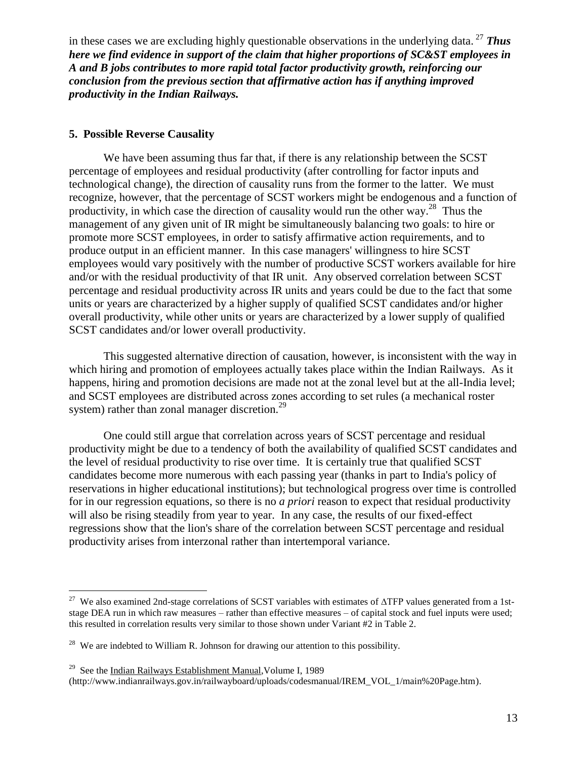in these cases we are excluding highly questionable observations in the underlying data.[27] ***Thus here we find evidence in support of the claim that higher proportions of SC&ST employees in A and B jobs contributes to more rapid total factor productivity growth, reinforcing our conclusion from the previous section that affirmative action has if anything improved productivity in the Indian Railways.***

## 5. Possible Reverse Causality

We have been assuming thus far that, if there is any relationship between the SCST percentage of employees and residual productivity (after controlling for factor inputs and technological change), the direction of causality runs from the former to the latter. We must recognize, however, that the percentage of SCST workers might be endogenous and a function of productivity, in which case the direction of causality would run the other way.[28] Thus the management of any given unit of IR might be simultaneously balancing two goals: to hire or promote more SCST employees, in order to satisfy affirmative action requirements, and to produce output in an efficient manner. In this case managers' willingness to hire SCST employees would vary positively with the number of productive SCST workers available for hire and/or with the residual productivity of that IR unit. Any observed correlation between SCST percentage and residual productivity across IR units and years could be due to the fact that some units or years are characterized by a higher supply of qualified SCST candidates and/or higher overall productivity, while other units or years are characterized by a lower supply of qualified SCST candidates and/or lower overall productivity.

This suggested alternative direction of causation, however, is inconsistent with the way in which hiring and promotion of employees actually takes place within the Indian Railways. As it happens, hiring and promotion decisions are made not at the zonal level but at the all-India level; and SCST employees are distributed across zones according to set rules (a mechanical roster system) rather than zonal manager discretion.[29]

One could still argue that correlation across years of SCST percentage and residual productivity might be due to a tendency of both the availability of qualified SCST candidates and the level of residual productivity to rise over time. It is certainly true that qualified SCST candidates become more numerous with each passing year (thanks in part to India's policy of reservations in higher educational institutions); but technological progress over time is controlled for in our regression equations, so there is no *a priori* reason to expect that residual productivity will also be rising steadily from year to year. In any case, the results of our fixed-effect regressions show that the lion's share of the correlation between SCST percentage and residual productivity arises from interzonal rather than intertemporal variance.

---

[27] We also examined 2nd-stage correlations of SCST variables with estimates of $\Delta$TFP values generated from a 1st-stage DEA run in which raw measures – rather than effective measures – of capital stock and fuel inputs were used; this resulted in correlation results very similar to those shown under Variant #2 in Table 2.

[28] We are indebted to William R. Johnson for drawing our attention to this possibility.

[29] See the Indian Railways Establishment Manual, Volume I, 1989 (http://www.indianrailways.gov.in/railwayboard/uploads/codesmanual/IREM_VOL_1/main%20Page.htm).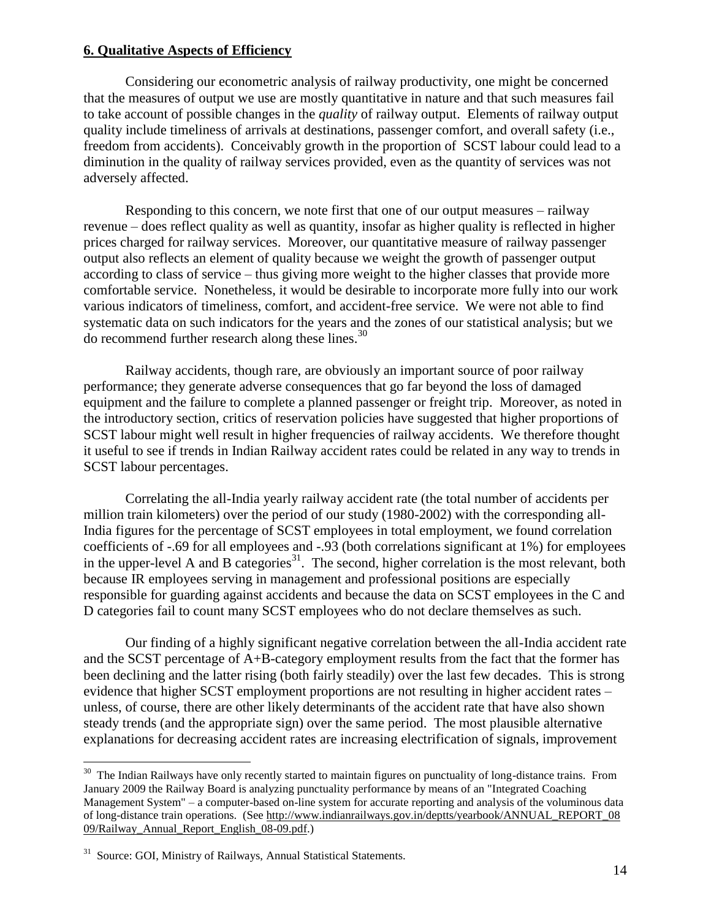## **6. Qualitative Aspects of Efficiency**

Considering our econometric analysis of railway productivity, one might be concerned that the measures of output we use are mostly quantitative in nature and that such measures fail to take account of possible changes in the *quality* of railway output. Elements of railway output quality include timeliness of arrivals at destinations, passenger comfort, and overall safety (i.e., freedom from accidents). Conceivably growth in the proportion of SCST labour could lead to a diminution in the quality of railway services provided, even as the quantity of services was not adversely affected.

Responding to this concern, we note first that one of our output measures – railway revenue – does reflect quality as well as quantity, insofar as higher quality is reflected in higher prices charged for railway services. Moreover, our quantitative measure of railway passenger output also reflects an element of quality because we weight the growth of passenger output according to class of service – thus giving more weight to the higher classes that provide more comfortable service. Nonetheless, it would be desirable to incorporate more fully into our work various indicators of timeliness, comfort, and accident-free service. We were not able to find systematic data on such indicators for the years and the zones of our statistical analysis; but we do recommend further research along these lines.[30]

Railway accidents, though rare, are obviously an important source of poor railway performance; they generate adverse consequences that go far beyond the loss of damaged equipment and the failure to complete a planned passenger or freight trip. Moreover, as noted in the introductory section, critics of reservation policies have suggested that higher proportions of SCST labour might well result in higher frequencies of railway accidents. We therefore thought it useful to see if trends in Indian Railway accident rates could be related in any way to trends in SCST labour percentages.

Correlating the all-India yearly railway accident rate (the total number of accidents per million train kilometers) over the period of our study (1980-2002) with the corresponding all-India figures for the percentage of SCST employees in total employment, we found correlation coefficients of -.69 for all employees and -.93 (both correlations significant at 1%) for employees in the upper-level A and B categories[31]. The second, higher correlation is the most relevant, both because IR employees serving in management and professional positions are especially responsible for guarding against accidents and because the data on SCST employees in the C and D categories fail to count many SCST employees who do not declare themselves as such.

Our finding of a highly significant negative correlation between the all-India accident rate and the SCST percentage of A+B-category employment results from the fact that the former has been declining and the latter rising (both fairly steadily) over the last few decades. This is strong evidence that higher SCST employment proportions are not resulting in higher accident rates – unless, of course, there are other likely determinants of the accident rate that have also shown steady trends (and the appropriate sign) over the same period. The most plausible alternative explanations for decreasing accident rates are increasing electrification of signals, improvement

---

[30] The Indian Railways have only recently started to maintain figures on punctuality of long-distance trains. From January 2009 the Railway Board is analyzing punctuality performance by means of an "Integrated Coaching Management System" – a computer-based on-line system for accurate reporting and analysis of the voluminous data of long-distance train operations. (See http://www.indianrailways.gov.in/deptts/yearbook/ANNUAL_REPORT_0809/Railway_Annual_Report_English_08-09.pdf.)

[31] Source: GOI, Ministry of Railways, Annual Statistical Statements.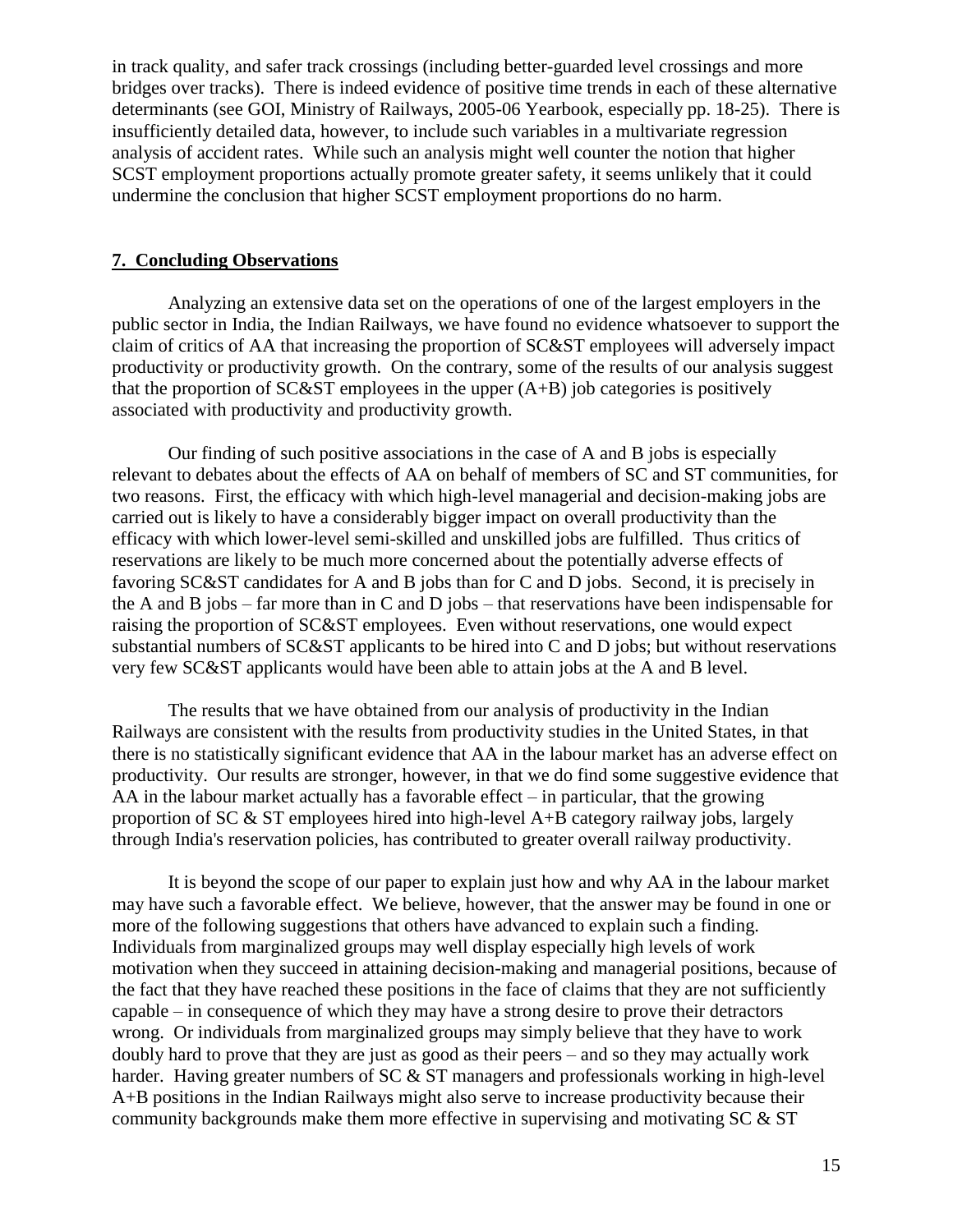in track quality, and safer track crossings (including better-guarded level crossings and more bridges over tracks). There is indeed evidence of positive time trends in each of these alternative determinants (see GOI, Ministry of Railways, 2005-06 Yearbook, especially pp. 18-25). There is insufficiently detailed data, however, to include such variables in a multivariate regression analysis of accident rates. While such an analysis might well counter the notion that higher SCST employment proportions actually promote greater safety, it seems unlikely that it could undermine the conclusion that higher SCST employment proportions do no harm.

## 7. Concluding Observations

Analyzing an extensive data set on the operations of one of the largest employers in the public sector in India, the Indian Railways, we have found no evidence whatsoever to support the claim of critics of AA that increasing the proportion of SC&ST employees will adversely impact productivity or productivity growth. On the contrary, some of the results of our analysis suggest that the proportion of SC&ST employees in the upper (A+B) job categories is positively associated with productivity and productivity growth.

Our finding of such positive associations in the case of A and B jobs is especially relevant to debates about the effects of AA on behalf of members of SC and ST communities, for two reasons. First, the efficacy with which high-level managerial and decision-making jobs are carried out is likely to have a considerably bigger impact on overall productivity than the efficacy with which lower-level semi-skilled and unskilled jobs are fulfilled. Thus critics of reservations are likely to be much more concerned about the potentially adverse effects of favoring SC&ST candidates for A and B jobs than for C and D jobs. Second, it is precisely in the A and B jobs – far more than in C and D jobs – that reservations have been indispensable for raising the proportion of SC&ST employees. Even without reservations, one would expect substantial numbers of SC&ST applicants to be hired into C and D jobs; but without reservations very few SC&ST applicants would have been able to attain jobs at the A and B level.

The results that we have obtained from our analysis of productivity in the Indian Railways are consistent with the results from productivity studies in the United States, in that there is no statistically significant evidence that AA in the labour market has an adverse effect on productivity. Our results are stronger, however, in that we do find some suggestive evidence that AA in the labour market actually has a favorable effect – in particular, that the growing proportion of SC & ST employees hired into high-level A+B category railway jobs, largely through India's reservation policies, has contributed to greater overall railway productivity.

It is beyond the scope of our paper to explain just how and why AA in the labour market may have such a favorable effect. We believe, however, that the answer may be found in one or more of the following suggestions that others have advanced to explain such a finding. Individuals from marginalized groups may well display especially high levels of work motivation when they succeed in attaining decision-making and managerial positions, because of the fact that they have reached these positions in the face of claims that they are not sufficiently capable – in consequence of which they may have a strong desire to prove their detractors wrong. Or individuals from marginalized groups may simply believe that they have to work doubly hard to prove that they are just as good as their peers – and so they may actually work harder. Having greater numbers of SC & ST managers and professionals working in high-level A+B positions in the Indian Railways might also serve to increase productivity because their community backgrounds make them more effective in supervising and motivating SC & ST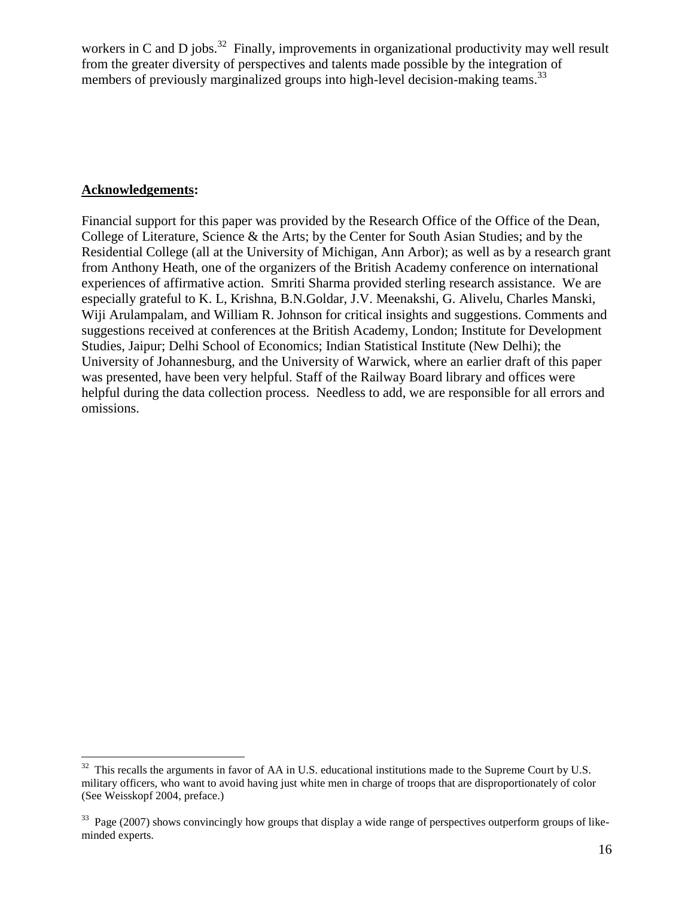workers in C and D jobs.[32] Finally, improvements in organizational productivity may well result from the greater diversity of perspectives and talents made possible by the integration of members of previously marginalized groups into high-level decision-making teams.[33]

**Acknowledgements:**

Financial support for this paper was provided by the Research Office of the Office of the Dean, College of Literature, Science & the Arts; by the Center for South Asian Studies; and by the Residential College (all at the University of Michigan, Ann Arbor); as well as by a research grant from Anthony Heath, one of the organizers of the British Academy conference on international experiences of affirmative action. Smriti Sharma provided sterling research assistance. We are especially grateful to K. L, Krishna, B.N.Goldar, J.V. Meenakshi, G. Alivelu, Charles Manski, Wiji Arulampalam, and William R. Johnson for critical insights and suggestions. Comments and suggestions received at conferences at the British Academy, London; Institute for Development Studies, Jaipur; Delhi School of Economics; Indian Statistical Institute (New Delhi); the University of Johannesburg, and the University of Warwick, where an earlier draft of this paper was presented, have been very helpful. Staff of the Railway Board library and offices were helpful during the data collection process. Needless to add, we are responsible for all errors and omissions.

---

[32] This recalls the arguments in favor of AA in U.S. educational institutions made to the Supreme Court by U.S. military officers, who want to avoid having just white men in charge of troops that are disproportionately of color (See Weisskopf 2004, preface.)

[33] Page (2007) shows convincingly how groups that display a wide range of perspectives outperform groups of like-minded experts.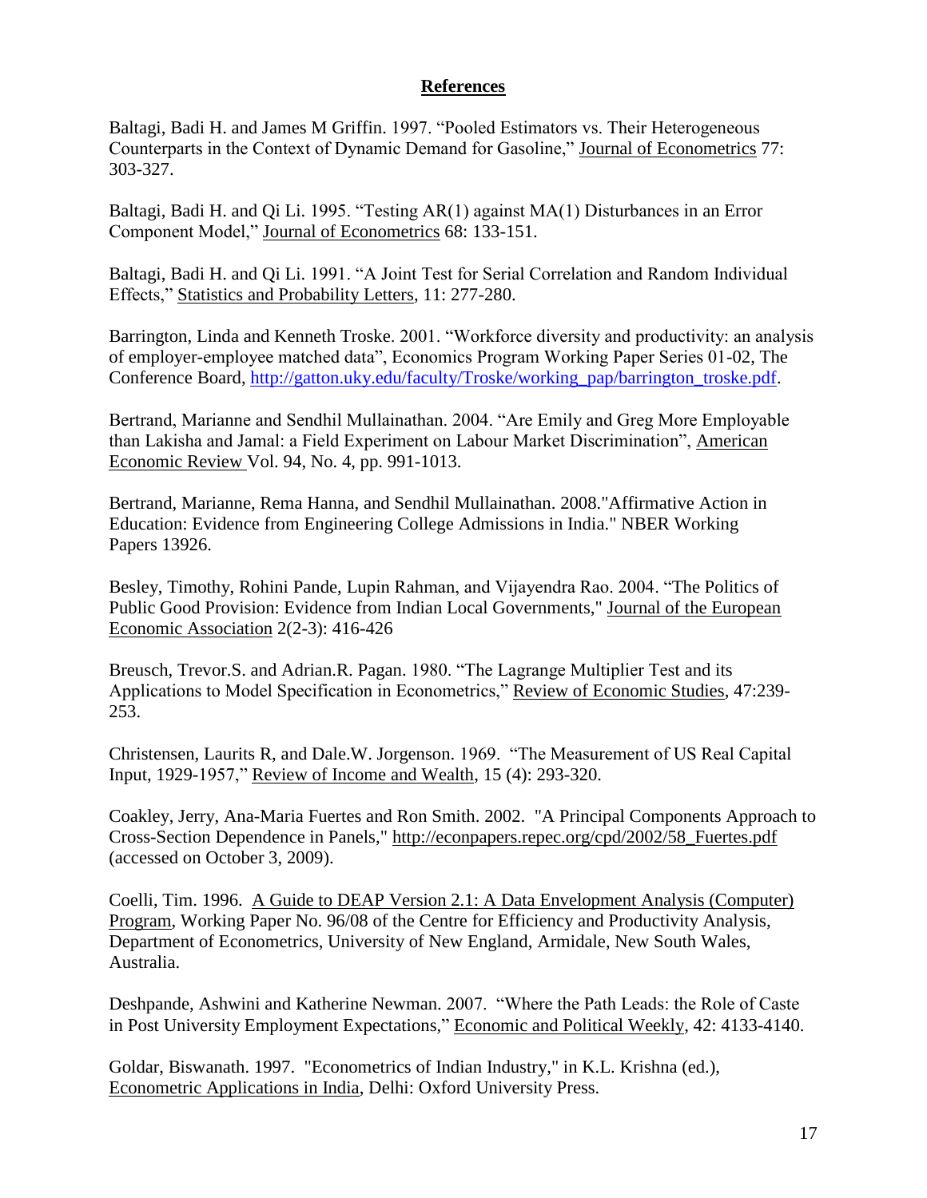## References

Baltagi, Badi H. and James M Griffin. 1997. "Pooled Estimators vs. Their Heterogeneous Counterparts in the Context of Dynamic Demand for Gasoline," Journal of Econometrics 77: 303-327.

Baltagi, Badi H. and Qi Li. 1995. "Testing AR(1) against MA(1) Disturbances in an Error Component Model," Journal of Econometrics 68: 133-151.

Baltagi, Badi H. and Qi Li. 1991. "A Joint Test for Serial Correlation and Random Individual Effects," Statistics and Probability Letters, 11: 277-280.

Barrington, Linda and Kenneth Troske. 2001. "Workforce diversity and productivity: an analysis of employer-employee matched data", Economics Program Working Paper Series 01-02, The Conference Board, http://gatton.uky.edu/faculty/Troske/working_pap/barrington_troske.pdf.

Bertrand, Marianne and Sendhil Mullainathan. 2004. "Are Emily and Greg More Employable than Lakisha and Jamal: a Field Experiment on Labour Market Discrimination", American Economic Review Vol. 94, No. 4, pp. 991-1013.

Bertrand, Marianne, Rema Hanna, and Sendhil Mullainathan. 2008."Affirmative Action in Education: Evidence from Engineering College Admissions in India." NBER Working Papers 13926.

Besley, Timothy, Rohini Pande, Lupin Rahman, and Vijayendra Rao. 2004. "The Politics of Public Good Provision: Evidence from Indian Local Governments," Journal of the European Economic Association 2(2-3): 416-426

Breusch, Trevor.S. and Adrian.R. Pagan. 1980. "The Lagrange Multiplier Test and its Applications to Model Specification in Econometrics," Review of Economic Studies, 47:239-253.

Christensen, Laurits R, and Dale.W. Jorgenson. 1969. "The Measurement of US Real Capital Input, 1929-1957," Review of Income and Wealth, 15 (4): 293-320.

Coakley, Jerry, Ana-Maria Fuertes and Ron Smith. 2002. "A Principal Components Approach to Cross-Section Dependence in Panels," http://econpapers.repec.org/cpd/2002/58_Fuertes.pdf (accessed on October 3, 2009).

Coelli, Tim. 1996. A Guide to DEAP Version 2.1: A Data Envelopment Analysis (Computer) Program, Working Paper No. 96/08 of the Centre for Efficiency and Productivity Analysis, Department of Econometrics, University of New England, Armidale, New South Wales, Australia.

Deshpande, Ashwini and Katherine Newman. 2007. "Where the Path Leads: the Role of Caste in Post University Employment Expectations," Economic and Political Weekly, 42: 4133-4140.

Goldar, Biswanath. 1997. "Econometrics of Indian Industry," in K.L. Krishna (ed.), Econometric Applications in India, Delhi: Oxford University Press.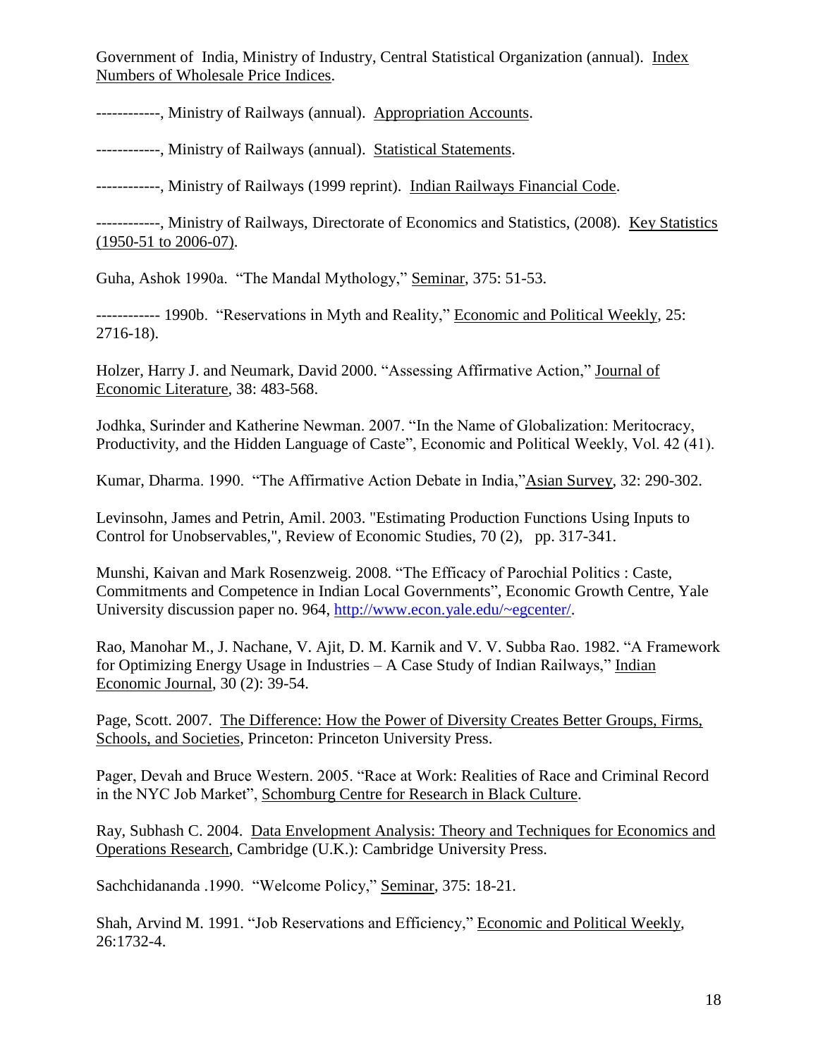Government of India, Ministry of Industry, Central Statistical Organization (annual). Index Numbers of Wholesale Price Indices.

------------, Ministry of Railways (annual). Appropriation Accounts.

------------, Ministry of Railways (annual). Statistical Statements.

------------, Ministry of Railways (1999 reprint). Indian Railways Financial Code.

------------, Ministry of Railways, Directorate of Economics and Statistics, (2008). Key Statistics (1950-51 to 2006-07).

Guha, Ashok 1990a. "The Mandal Mythology," Seminar, 375: 51-53.

------------ 1990b. "Reservations in Myth and Reality," Economic and Political Weekly, 25: 2716-18).

Holzer, Harry J. and Neumark, David 2000. "Assessing Affirmative Action," Journal of Economic Literature, 38: 483-568.

Jodhka, Surinder and Katherine Newman. 2007. "In the Name of Globalization: Meritocracy, Productivity, and the Hidden Language of Caste", Economic and Political Weekly, Vol. 42 (41).

Kumar, Dharma. 1990. "The Affirmative Action Debate in India,"Asian Survey, 32: 290-302.

Levinsohn, James and Petrin, Amil. 2003. "Estimating Production Functions Using Inputs to Control for Unobservables,", Review of Economic Studies, 70 (2), pp. 317-341.

Munshi, Kaivan and Mark Rosenzweig. 2008. "The Efficacy of Parochial Politics : Caste, Commitments and Competence in Indian Local Governments", Economic Growth Centre, Yale University discussion paper no. 964, http://www.econ.yale.edu/~egcenter/.

Rao, Manohar M., J. Nachane, V. Ajit, D. M. Karnik and V. V. Subba Rao. 1982. "A Framework for Optimizing Energy Usage in Industries – A Case Study of Indian Railways," Indian Economic Journal, 30 (2): 39-54.

Page, Scott. 2007. The Difference: How the Power of Diversity Creates Better Groups, Firms, Schools, and Societies, Princeton: Princeton University Press.

Pager, Devah and Bruce Western. 2005. "Race at Work: Realities of Race and Criminal Record in the NYC Job Market", Schomburg Centre for Research in Black Culture.

Ray, Subhash C. 2004. Data Envelopment Analysis: Theory and Techniques for Economics and Operations Research, Cambridge (U.K.): Cambridge University Press.

Sachchidananda .1990. "Welcome Policy," Seminar, 375: 18-21.

Shah, Arvind M. 1991. "Job Reservations and Efficiency," Economic and Political Weekly, 26:1732-4.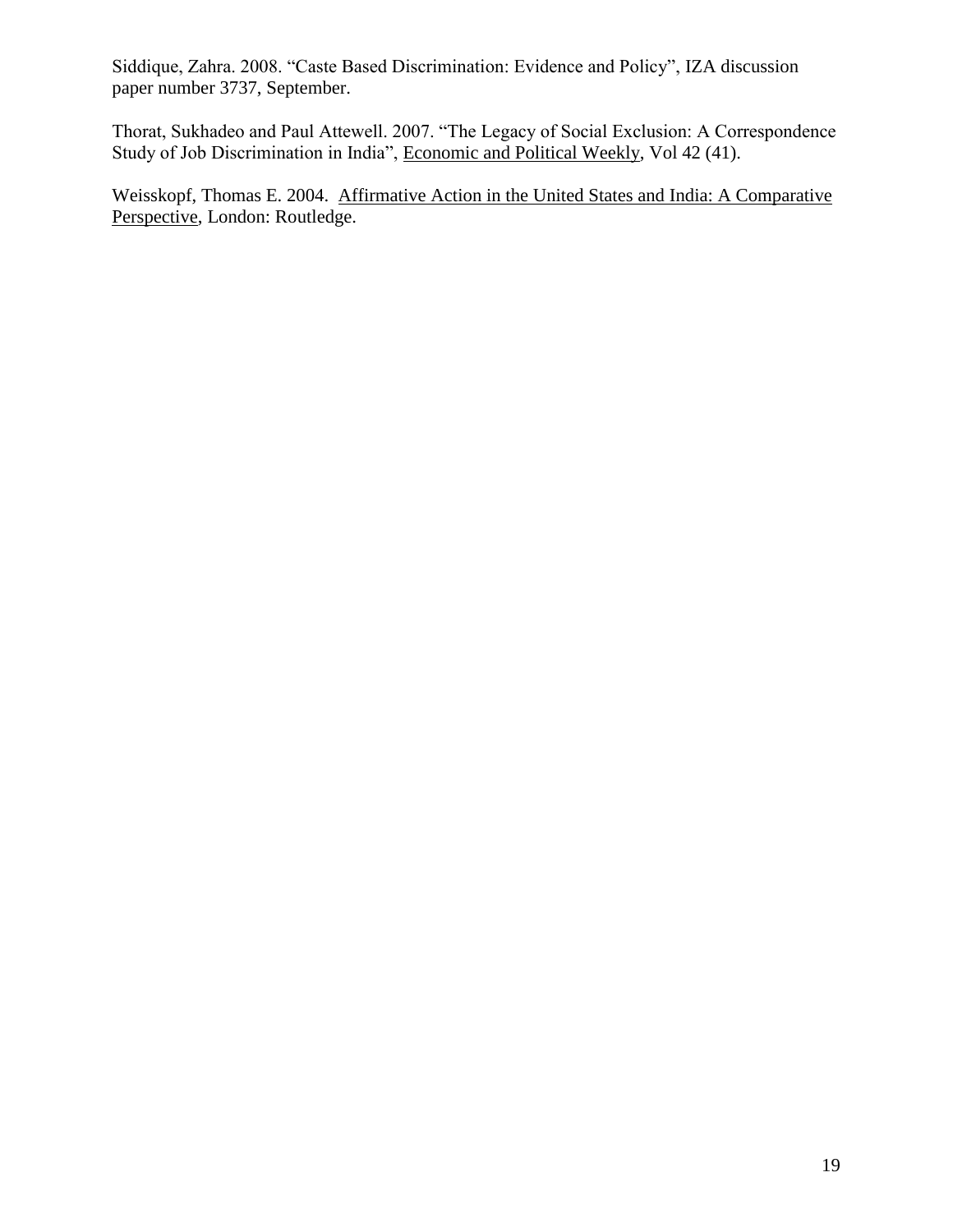Siddique, Zahra. 2008. "Caste Based Discrimination: Evidence and Policy", IZA discussion paper number 3737, September.

Thorat, Sukhadeo and Paul Attewell. 2007. "The Legacy of Social Exclusion: A Correspondence Study of Job Discrimination in India", Economic and Political Weekly, Vol 42 (41).

Weisskopf, Thomas E. 2004. Affirmative Action in the United States and India: A Comparative Perspective, London: Routledge.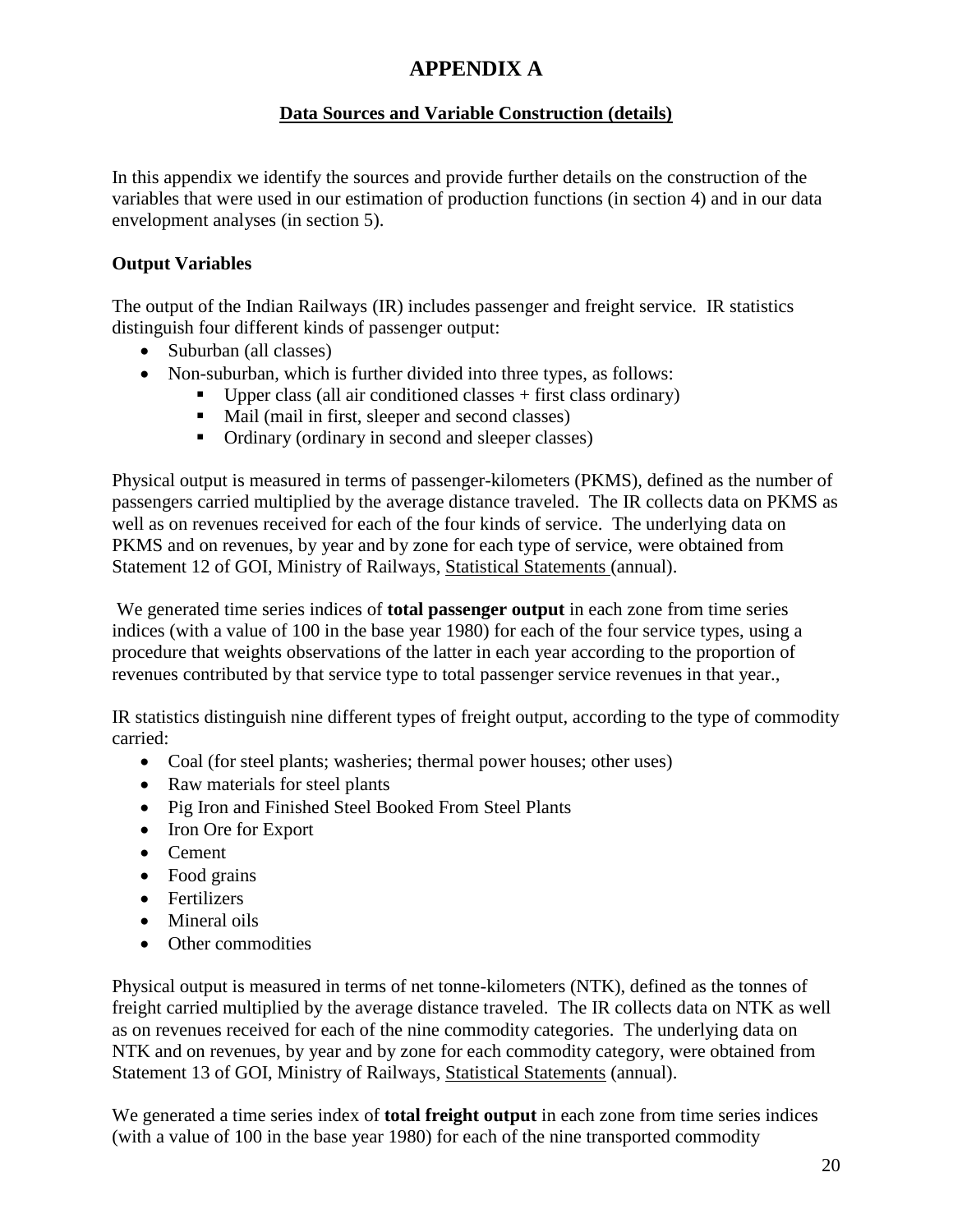# APPENDIX A

## Data Sources and Variable Construction (details)

In this appendix we identify the sources and provide further details on the construction of the variables that were used in our estimation of production functions (in section 4) and in our data envelopment analyses (in section 5).

### Output Variables

The output of the Indian Railways (IR) includes passenger and freight service. IR statistics distinguish four different kinds of passenger output:

- Suburban (all classes)
- Non-suburban, which is further divided into three types, as follows:
  - Upper class (all air conditioned classes + first class ordinary)
  - Mail (mail in first, sleeper and second classes)
  - Ordinary (ordinary in second and sleeper classes)

Physical output is measured in terms of passenger-kilometers (PKMS), defined as the number of passengers carried multiplied by the average distance traveled. The IR collects data on PKMS as well as on revenues received for each of the four kinds of service. The underlying data on PKMS and on revenues, by year and by zone for each type of service, were obtained from Statement 12 of GOI, Ministry of Railways, <u>Statistical Statements</u> (annual).

We generated time series indices of **total passenger output** in each zone from time series indices (with a value of 100 in the base year 1980) for each of the four service types, using a procedure that weights observations of the latter in each year according to the proportion of revenues contributed by that service type to total passenger service revenues in that year.,

IR statistics distinguish nine different types of freight output, according to the type of commodity carried:

- Coal (for steel plants; washeries; thermal power houses; other uses)
- Raw materials for steel plants
- Pig Iron and Finished Steel Booked From Steel Plants
- Iron Ore for Export
- Cement
- Food grains
- Fertilizers
- Mineral oils
- Other commodities

Physical output is measured in terms of net tonne-kilometers (NTK), defined as the tonnes of freight carried multiplied by the average distance traveled. The IR collects data on NTK as well as on revenues received for each of the nine commodity categories. The underlying data on NTK and on revenues, by year and by zone for each commodity category, were obtained from Statement 13 of GOI, Ministry of Railways, <u>Statistical Statements</u> (annual).

We generated a time series index of **total freight output** in each zone from time series indices (with a value of 100 in the base year 1980) for each of the nine transported commodity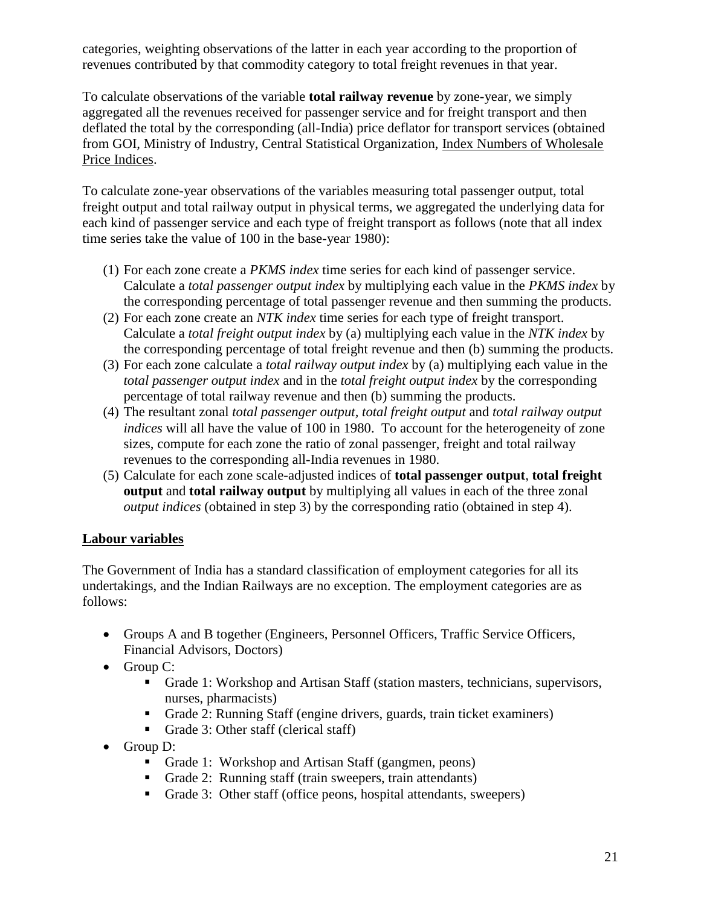categories, weighting observations of the latter in each year according to the proportion of revenues contributed by that commodity category to total freight revenues in that year.

To calculate observations of the variable **total railway revenue** by zone-year, we simply aggregated all the revenues received for passenger service and for freight transport and then deflated the total by the corresponding (all-India) price deflator for transport services (obtained from GOI, Ministry of Industry, Central Statistical Organization, Index Numbers of Wholesale Price Indices.

To calculate zone-year observations of the variables measuring total passenger output, total freight output and total railway output in physical terms, we aggregated the underlying data for each kind of passenger service and each type of freight transport as follows (note that all index time series take the value of 100 in the base-year 1980):

(1) For each zone create a *PKMS index* time series for each kind of passenger service. Calculate a *total passenger output index* by multiplying each value in the *PKMS index* by the corresponding percentage of total passenger revenue and then summing the products.
(2) For each zone create an *NTK index* time series for each type of freight transport. Calculate a *total freight output index* by (a) multiplying each value in the *NTK index* by the corresponding percentage of total freight revenue and then (b) summing the products.
(3) For each zone calculate a *total railway output index* by (a) multiplying each value in the *total passenger output index* and in the *total freight output index* by the corresponding percentage of total railway revenue and then (b) summing the products.
(4) The resultant zonal *total passenger output*, *total freight output* and *total railway output indices* will all have the value of 100 in 1980. To account for the heterogeneity of zone sizes, compute for each zone the ratio of zonal passenger, freight and total railway revenues to the corresponding all-India revenues in 1980.
(5) Calculate for each zone scale-adjusted indices of **total passenger output**, **total freight output** and **total railway output** by multiplying all values in each of the three zonal *output indices* (obtained in step 3) by the corresponding ratio (obtained in step 4).

**Labour variables**

The Government of India has a standard classification of employment categories for all its undertakings, and the Indian Railways are no exception. The employment categories are as follows:

- Groups A and B together (Engineers, Personnel Officers, Traffic Service Officers, Financial Advisors, Doctors)
- Group C:
  - Grade 1: Workshop and Artisan Staff (station masters, technicians, supervisors, nurses, pharmacists)
  - Grade 2: Running Staff (engine drivers, guards, train ticket examiners)
  - Grade 3: Other staff (clerical staff)
- Group D:
  - Grade 1: Workshop and Artisan Staff (gangmen, peons)
  - Grade 2: Running staff (train sweepers, train attendants)
  - Grade 3: Other staff (office peons, hospital attendants, sweepers)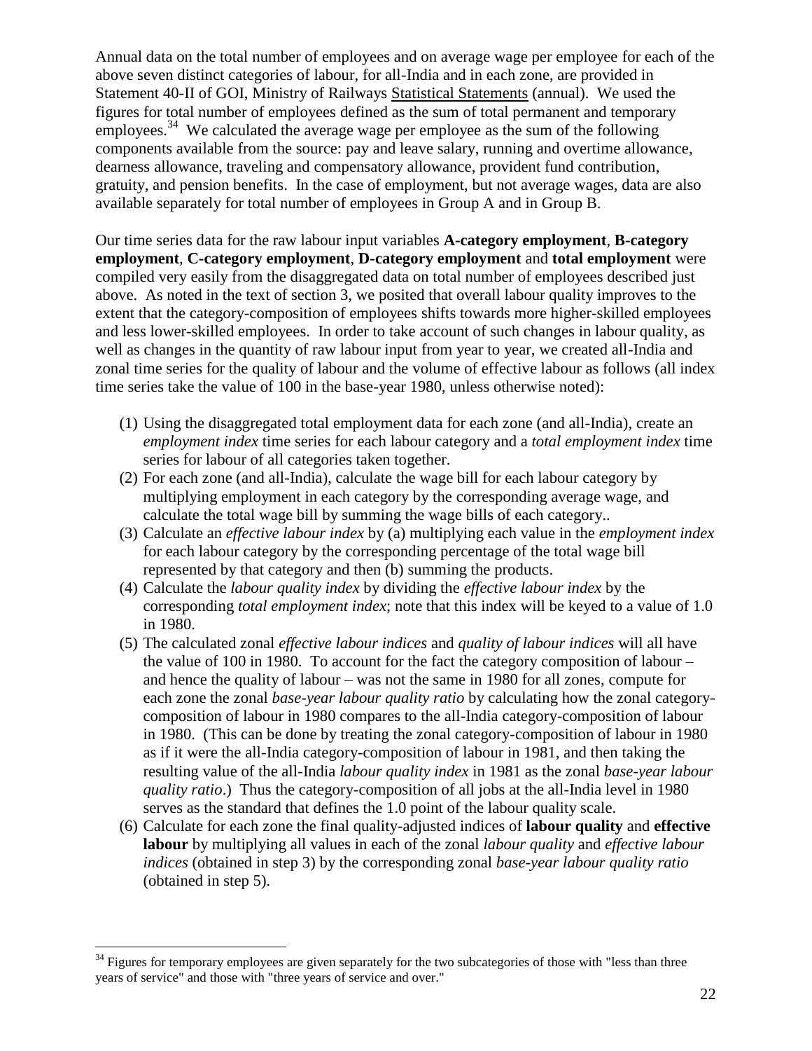Annual data on the total number of employees and on average wage per employee for each of the above seven distinct categories of labour, for all-India and in each zone, are provided in Statement 40-II of GOI, Ministry of Railways Statistical Statements (annual). We used the figures for total number of employees defined as the sum of total permanent and temporary employees.[34] We calculated the average wage per employee as the sum of the following components available from the source: pay and leave salary, running and overtime allowance, dearness allowance, traveling and compensatory allowance, provident fund contribution, gratuity, and pension benefits. In the case of employment, but not average wages, data are also available separately for total number of employees in Group A and in Group B.

Our time series data for the raw labour input variables **A-category employment**, **B-category employment**, **C-category employment**, **D-category employment** and **total employment** were compiled very easily from the disaggregated data on total number of employees described just above. As noted in the text of section 3, we posited that overall labour quality improves to the extent that the category-composition of employees shifts towards more higher-skilled employees and less lower-skilled employees. In order to take account of such changes in labour quality, as well as changes in the quantity of raw labour input from year to year, we created all-India and zonal time series for the quality of labour and the volume of effective labour as follows (all index time series take the value of 100 in the base-year 1980, unless otherwise noted):

(1) Using the disaggregated total employment data for each zone (and all-India), create an *employment index* time series for each labour category and a *total employment index* time series for labour of all categories taken together.
(2) For each zone (and all-India), calculate the wage bill for each labour category by multiplying employment in each category by the corresponding average wage, and calculate the total wage bill by summing the wage bills of each category..
(3) Calculate an *effective labour index* by (a) multiplying each value in the *employment index* for each labour category by the corresponding percentage of the total wage bill represented by that category and then (b) summing the products.
(4) Calculate the *labour quality index* by dividing the *effective labour index* by the corresponding *total employment index*; note that this index will be keyed to a value of 1.0 in 1980.
(5) The calculated zonal *effective labour indices* and *quality of labour indices* will all have the value of 100 in 1980. To account for the fact the category composition of labour – and hence the quality of labour – was not the same in 1980 for all zones, compute for each zone the zonal *base-year labour quality ratio* by calculating how the zonal category-composition of labour in 1980 compares to the all-India category-composition of labour in 1980. (This can be done by treating the zonal category-composition of labour in 1980 as if it were the all-India category-composition of labour in 1981, and then taking the resulting value of the all-India *labour quality index* in 1981 as the zonal *base-year labour quality ratio*.) Thus the category-composition of all jobs at the all-India level in 1980 serves as the standard that defines the 1.0 point of the labour quality scale.
(6) Calculate for each zone the final quality-adjusted indices of **labour quality** and **effective labour** by multiplying all values in each of the zonal *labour quality* and *effective labour indices* (obtained in step 3) by the corresponding zonal *base-year labour quality ratio* (obtained in step 5).

[34] Figures for temporary employees are given separately for the two subcategories of those with "less than three years of service" and those with "three years of service and over."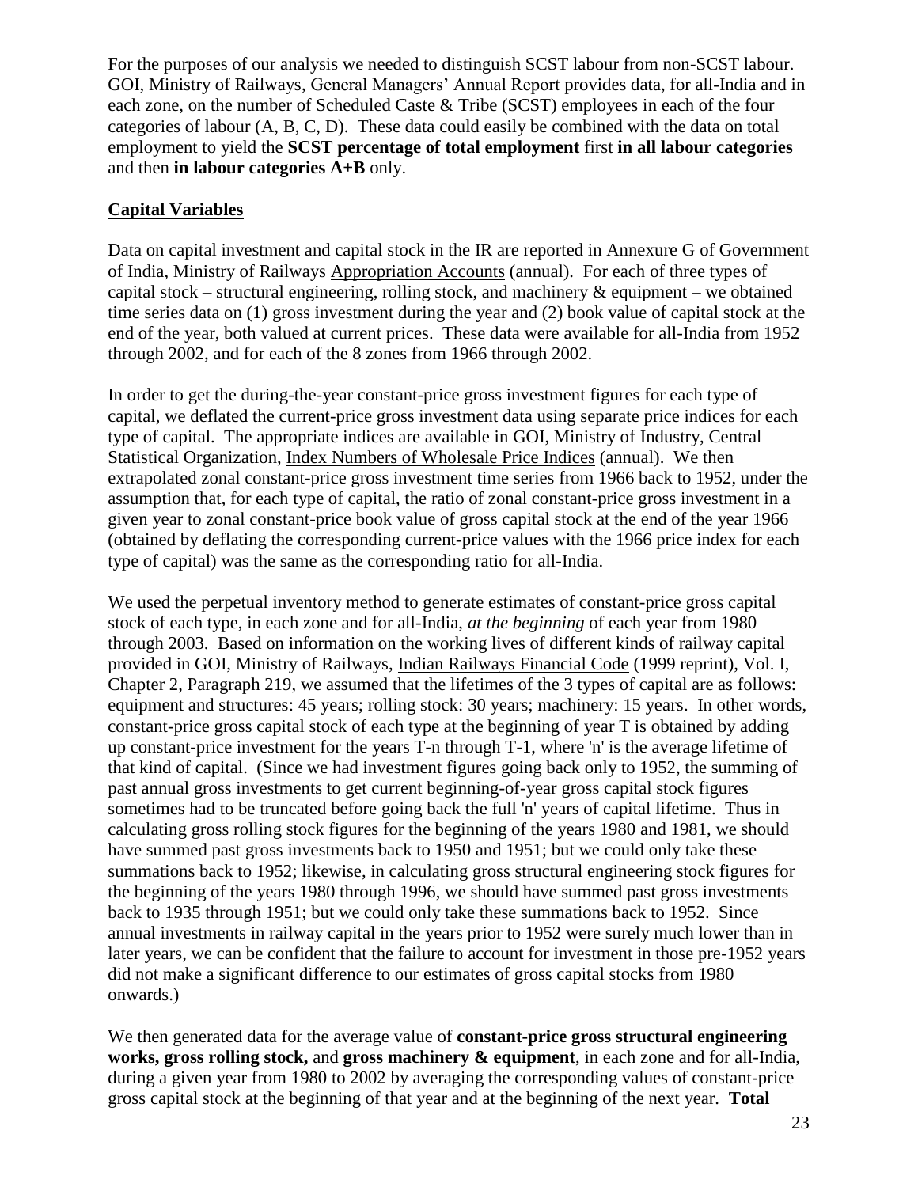For the purposes of our analysis we needed to distinguish SCST labour from non-SCST labour. GOI, Ministry of Railways, General Managers' Annual Report provides data, for all-India and in each zone, on the number of Scheduled Caste & Tribe (SCST) employees in each of the four categories of labour (A, B, C, D). These data could easily be combined with the data on total employment to yield the **SCST percentage of total employment** first **in all labour categories** and then **in labour categories A+B** only.

## Capital Variables

Data on capital investment and capital stock in the IR are reported in Annexure G of Government of India, Ministry of Railways Appropriation Accounts (annual). For each of three types of capital stock – structural engineering, rolling stock, and machinery & equipment – we obtained time series data on (1) gross investment during the year and (2) book value of capital stock at the end of the year, both valued at current prices. These data were available for all-India from 1952 through 2002, and for each of the 8 zones from 1966 through 2002.

In order to get the during-the-year constant-price gross investment figures for each type of capital, we deflated the current-price gross investment data using separate price indices for each type of capital. The appropriate indices are available in GOI, Ministry of Industry, Central Statistical Organization, Index Numbers of Wholesale Price Indices (annual). We then extrapolated zonal constant-price gross investment time series from 1966 back to 1952, under the assumption that, for each type of capital, the ratio of zonal constant-price gross investment in a given year to zonal constant-price book value of gross capital stock at the end of the year 1966 (obtained by deflating the corresponding current-price values with the 1966 price index for each type of capital) was the same as the corresponding ratio for all-India.

We used the perpetual inventory method to generate estimates of constant-price gross capital stock of each type, in each zone and for all-India, *at the beginning* of each year from 1980 through 2003. Based on information on the working lives of different kinds of railway capital provided in GOI, Ministry of Railways, Indian Railways Financial Code (1999 reprint), Vol. I, Chapter 2, Paragraph 219, we assumed that the lifetimes of the 3 types of capital are as follows: equipment and structures: 45 years; rolling stock: 30 years; machinery: 15 years. In other words, constant-price gross capital stock of each type at the beginning of year T is obtained by adding up constant-price investment for the years T-n through T-1, where 'n' is the average lifetime of that kind of capital. (Since we had investment figures going back only to 1952, the summing of past annual gross investments to get current beginning-of-year gross capital stock figures sometimes had to be truncated before going back the full 'n' years of capital lifetime. Thus in calculating gross rolling stock figures for the beginning of the years 1980 and 1981, we should have summed past gross investments back to 1950 and 1951; but we could only take these summations back to 1952; likewise, in calculating gross structural engineering stock figures for the beginning of the years 1980 through 1996, we should have summed past gross investments back to 1935 through 1951; but we could only take these summations back to 1952. Since annual investments in railway capital in the years prior to 1952 were surely much lower than in later years, we can be confident that the failure to account for investment in those pre-1952 years did not make a significant difference to our estimates of gross capital stocks from 1980 onwards.)

We then generated data for the average value of **constant-price gross structural engineering works, gross rolling stock,** and **gross machinery & equipment**, in each zone and for all-India, during a given year from 1980 to 2002 by averaging the corresponding values of constant-price gross capital stock at the beginning of that year and at the beginning of the next year. **Total**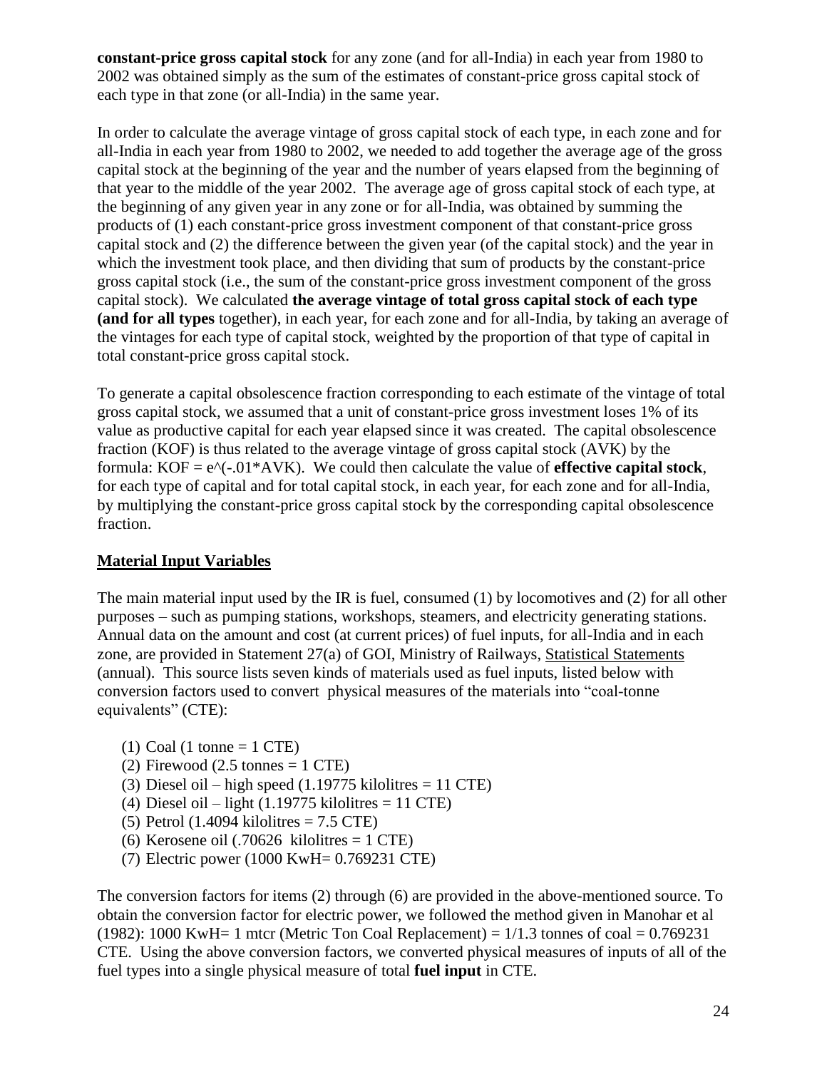**constant-price gross capital stock** for any zone (and for all-India) in each year from 1980 to 2002 was obtained simply as the sum of the estimates of constant-price gross capital stock of each type in that zone (or all-India) in the same year.

In order to calculate the average vintage of gross capital stock of each type, in each zone and for all-India in each year from 1980 to 2002, we needed to add together the average age of the gross capital stock at the beginning of the year and the number of years elapsed from the beginning of that year to the middle of the year 2002. The average age of gross capital stock of each type, at the beginning of any given year in any zone or for all-India, was obtained by summing the products of (1) each constant-price gross investment component of that constant-price gross capital stock and (2) the difference between the given year (of the capital stock) and the year in which the investment took place, and then dividing that sum of products by the constant-price gross capital stock (i.e., the sum of the constant-price gross investment component of the gross capital stock). We calculated **the average vintage of total gross capital stock of each type (and for all types** together), in each year, for each zone and for all-India, by taking an average of the vintages for each type of capital stock, weighted by the proportion of that type of capital in total constant-price gross capital stock.

To generate a capital obsolescence fraction corresponding to each estimate of the vintage of total gross capital stock, we assumed that a unit of constant-price gross investment loses 1% of its value as productive capital for each year elapsed since it was created. The capital obsolescence fraction (KOF) is thus related to the average vintage of gross capital stock (AVK) by the formula: $KOF = e^{(-.01*AVK)}$. We could then calculate the value of **effective capital stock**, for each type of capital and for total capital stock, in each year, for each zone and for all-India, by multiplying the constant-price gross capital stock by the corresponding capital obsolescence fraction.

## Material Input Variables

The main material input used by the IR is fuel, consumed (1) by locomotives and (2) for all other purposes – such as pumping stations, workshops, steamers, and electricity generating stations. Annual data on the amount and cost (at current prices) of fuel inputs, for all-India and in each zone, are provided in Statement 27(a) of GOI, Ministry of Railways, Statistical Statements (annual). This source lists seven kinds of materials used as fuel inputs, listed below with conversion factors used to convert physical measures of the materials into "coal-tonne equivalents" (CTE):

1. Coal (1 tonne = 1 CTE)
2. Firewood (2.5 tonnes = 1 CTE)
3. Diesel oil – high speed (1.19775 kilolitres = 11 CTE)
4. Diesel oil – light (1.19775 kilolitres = 11 CTE)
5. Petrol (1.4094 kilolitres = 7.5 CTE)
6. Kerosene oil (.70626 kilolitres = 1 CTE)
7. Electric power (1000 KwH= 0.769231 CTE)

The conversion factors for items (2) through (6) are provided in the above-mentioned source. To obtain the conversion factor for electric power, we followed the method given in Manohar et al (1982): 1000 KwH= 1 mtcr (Metric Ton Coal Replacement) = 1/1.3 tonnes of coal = 0.769231 CTE. Using the above conversion factors, we converted physical measures of inputs of all of the fuel types into a single physical measure of total **fuel input** in CTE.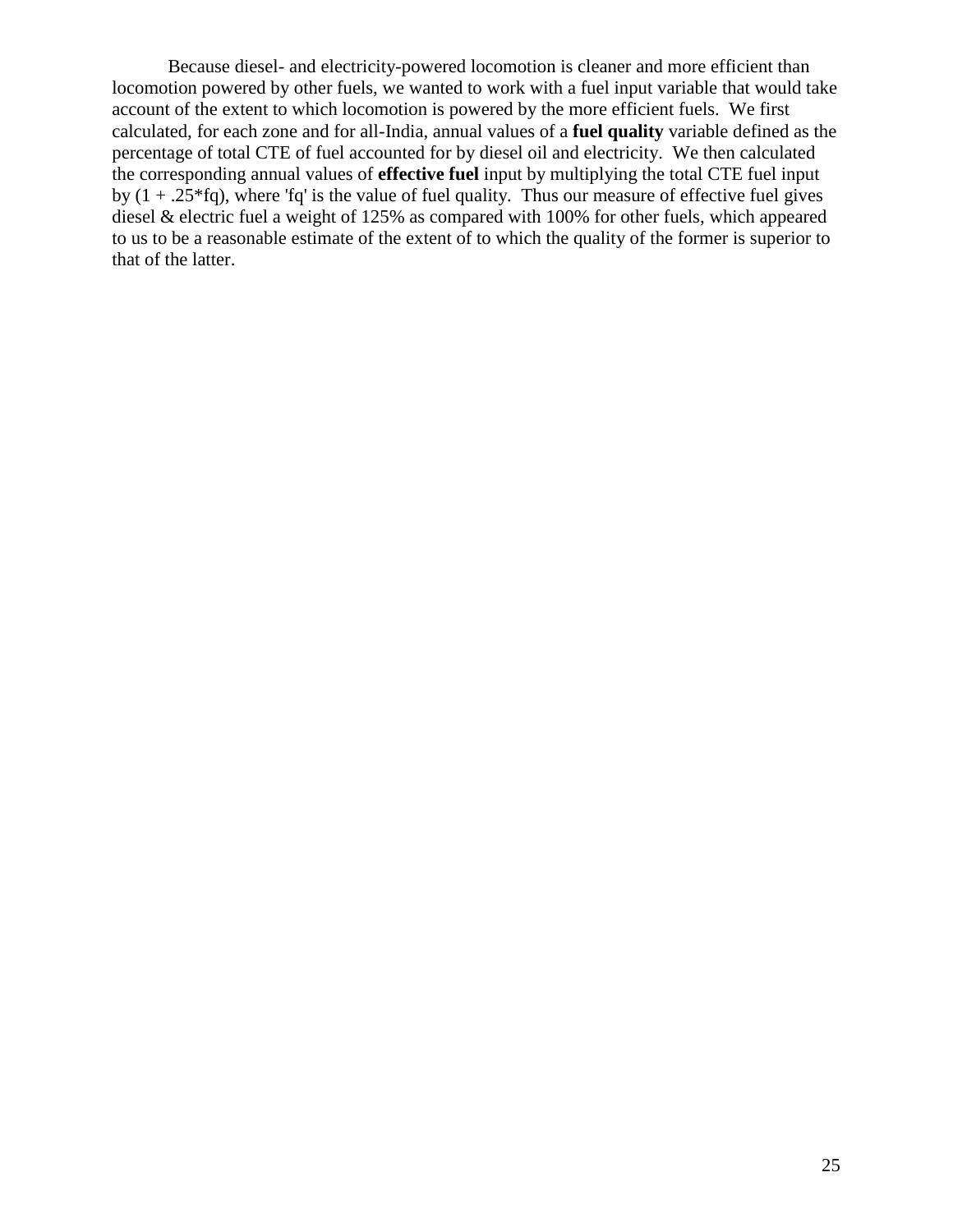Because diesel- and electricity-powered locomotion is cleaner and more efficient than locomotion powered by other fuels, we wanted to work with a fuel input variable that would take account of the extent to which locomotion is powered by the more efficient fuels. We first calculated, for each zone and for all-India, annual values of a **fuel quality** variable defined as the percentage of total CTE of fuel accounted for by diesel oil and electricity. We then calculated the corresponding annual values of **effective fuel** input by multiplying the total CTE fuel input by $(1 + .25*fq)$, where 'fq' is the value of fuel quality. Thus our measure of effective fuel gives diesel & electric fuel a weight of 125% as compared with 100% for other fuels, which appeared to us to be a reasonable estimate of the extent of to which the quality of the former is superior to that of the latter.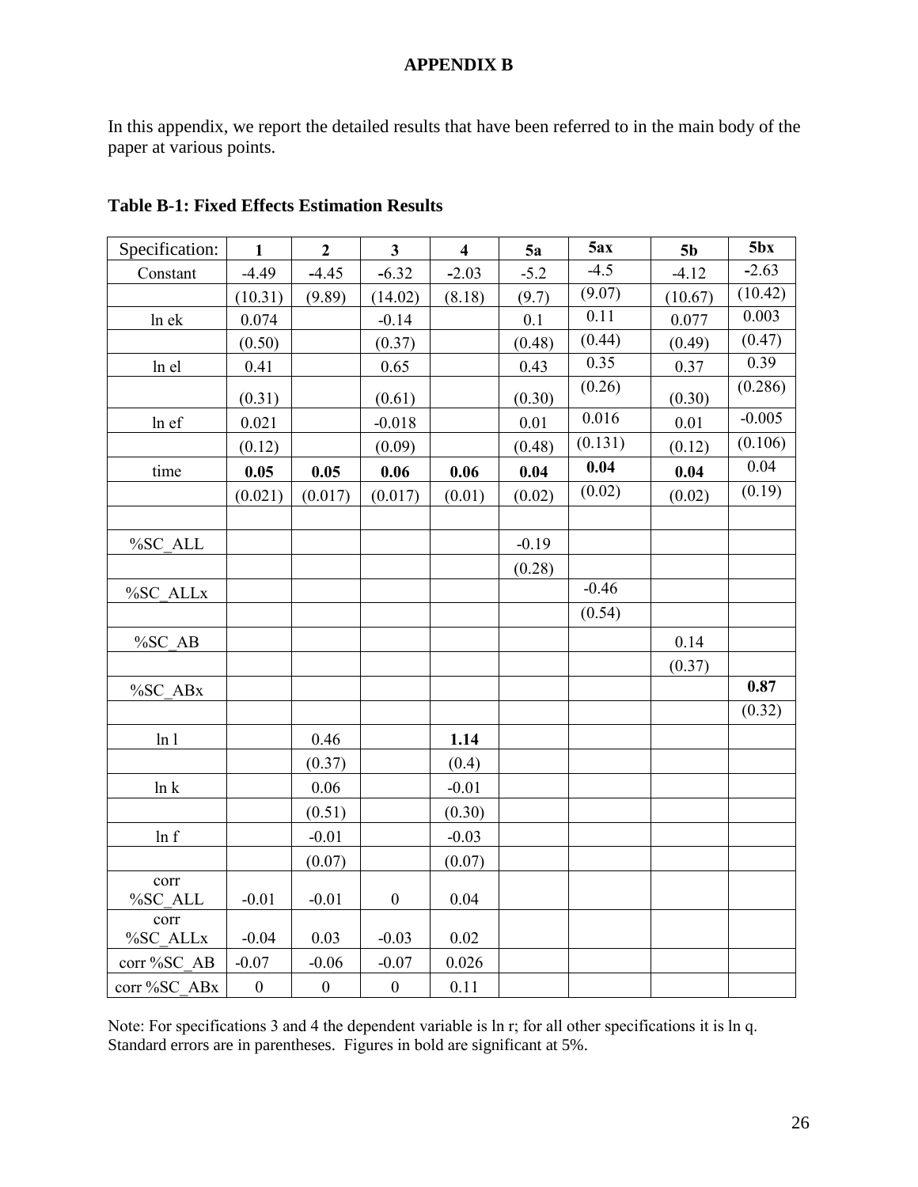**APPENDIX B**

In this appendix, we report the detailed results that have been referred to in the main body of the paper at various points.

**Table B-1: Fixed Effects Estimation Results**

| Specification: | **1** | **2** | **3** | **4** | **5a** | **5ax** | **5b** | **5bx** |
|---|---|---|---|---|---|---|---|---|
| Constant | -4.49 | -4.45 | -6.32 | -2.03 | -5.2 | -4.5 | -4.12 | -2.63 |
| | (10.31) | (9.89) | (14.02) | (8.18) | (9.7) | (9.07) | (10.67) | (10.42) |
| ln ek | 0.074 | | -0.14 | | 0.1 | 0.11 | 0.077 | 0.003 |
| | (0.50) | | (0.37) | | (0.48) | (0.44) | (0.49) | (0.47) |
| ln el | 0.41 | | 0.65 | | 0.43 | 0.35 | 0.37 | 0.39 |
| | (0.31) | | (0.61) | | (0.30) | (0.26) | (0.30) | (0.286) |
| ln ef | 0.021 | | -0.018 | | 0.01 | 0.016 | 0.01 | -0.005 |
| | (0.12) | | (0.09) | | (0.48) | (0.131) | (0.12) | (0.106) |
| time | **0.05** | **0.05** | **0.06** | **0.06** | **0.04** | **0.04** | **0.04** | 0.04 |
| | (0.021) | (0.017) | (0.017) | (0.01) | (0.02) | (0.02) | (0.02) | (0.19) |
| | | | | | | | | |
| %SC_ALL | | | | | -0.19 | | | |
| | | | | | (0.28) | | | |
| %SC_ALLx | | | | | | -0.46 | | |
| | | | | | | (0.54) | | |
| %SC_AB | | | | | | | 0.14 | |
| | | | | | | | (0.37) | |
| %SC_ABx | | | | | | | | **0.87** |
| | | | | | | | | (0.32) |
| ln l | | 0.46 | | **1.14** | | | | |
| | | (0.37) | | (0.4) | | | | |
| ln k | | 0.06 | | -0.01 | | | | |
| | | (0.51) | | (0.30) | | | | |
| ln f | | -0.01 | | -0.03 | | | | |
| | | (0.07) | | (0.07) | | | | |
| corr %SC_ALL | -0.01 | -0.01 | 0 | 0.04 | | | | |
| corr %SC_ALLx | -0.04 | 0.03 | -0.03 | 0.02 | | | | |
| corr %SC_AB | -0.07 | -0.06 | -0.07 | 0.026 | | | | |
| corr %SC_ABx | 0 | 0 | 0 | 0.11 | | | | |

Note: For specifications 3 and 4 the dependent variable is ln r; for all other specifications it is ln q. Standard errors are in parentheses. Figures in bold are significant at 5%.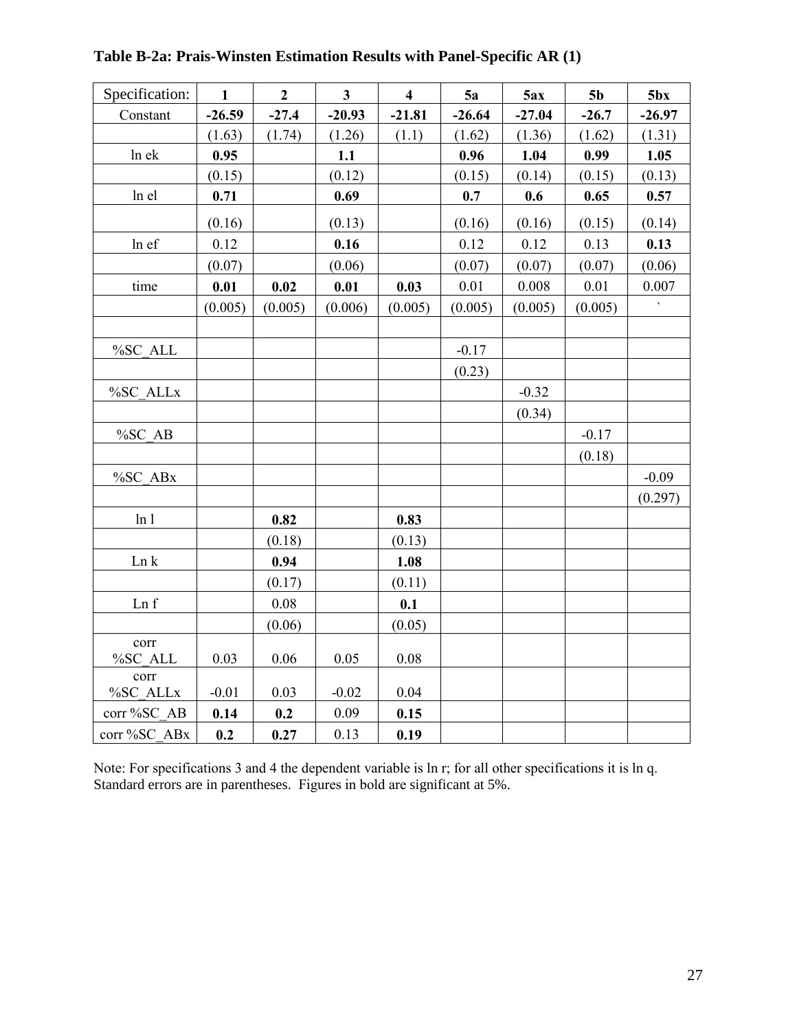**Table B-2a: Prais-Winsten Estimation Results with Panel-Specific AR (1)**

| Specification: | 1 | 2 | 3 | 4 | 5a | 5ax | 5b | 5bx |
|---|---|---|---|---|---|---|---|---|
| Constant | **-26.59** | **-27.4** | **-20.93** | **-21.81** | **-26.64** | **-27.04** | **-26.7** | **-26.97** |
| | (1.63) | (1.74) | (1.26) | (1.1) | (1.62) | (1.36) | (1.62) | (1.31) |
| ln ek | **0.95** | | **1.1** | | **0.96** | **1.04** | **0.99** | **1.05** |
| | (0.15) | | (0.12) | | (0.15) | (0.14) | (0.15) | (0.13) |
| ln el | **0.71** | | **0.69** | | **0.7** | **0.6** | **0.65** | **0.57** |
| | (0.16) | | (0.13) | | (0.16) | (0.16) | (0.15) | (0.14) |
| ln ef | 0.12 | | **0.16** | | 0.12 | 0.12 | 0.13 | **0.13** |
| | (0.07) | | (0.06) | | (0.07) | (0.07) | (0.07) | (0.06) |
| time | **0.01** | **0.02** | **0.01** | **0.03** | 0.01 | 0.008 | 0.01 | 0.007 |
| | (0.005) | (0.005) | (0.006) | (0.005) | (0.005) | (0.005) | (0.005) | ` |
| | | | | | | | | |
| %SC_ALL | | | | | -0.17 | | | |
| | | | | | (0.23) | | | |
| %SC_ALLx | | | | | | -0.32 | | |
| | | | | | | (0.34) | | |
| %SC_AB | | | | | | | -0.17 | |
| | | | | | | | (0.18) | |
| %SC_ABx | | | | | | | | -0.09 |
| | | | | | | | | (0.297) |
| ln l | | **0.82** | | **0.83** | | | | |
| | | (0.18) | | (0.13) | | | | |
| Ln k | | **0.94** | | **1.08** | | | | |
| | | (0.17) | | (0.11) | | | | |
| Ln f | | 0.08 | | **0.1** | | | | |
| | | (0.06) | | (0.05) | | | | |
| corr %SC_ALL | 0.03 | 0.06 | 0.05 | 0.08 | | | | |
| corr %SC_ALLx | -0.01 | 0.03 | -0.02 | 0.04 | | | | |
| corr %SC_AB | **0.14** | **0.2** | 0.09 | **0.15** | | | | |
| corr %SC_ABx | **0.2** | **0.27** | 0.13 | **0.19** | | | | |

Note: For specifications 3 and 4 the dependent variable is ln r; for all other specifications it is ln q. Standard errors are in parentheses. Figures in bold are significant at 5%.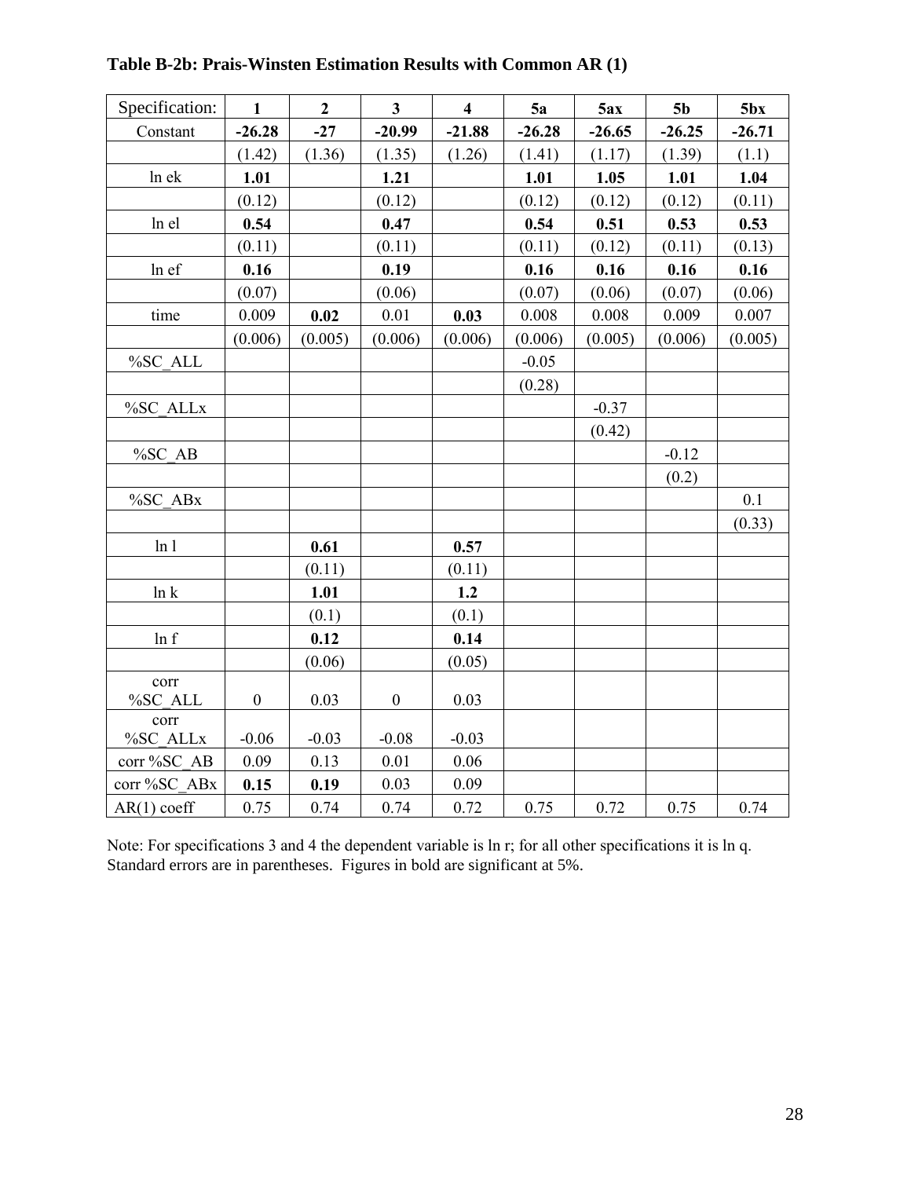**Table B-2b: Prais-Winsten Estimation Results with Common AR (1)**

| Specification: | 1 | 2 | 3 | 4 | 5a | 5ax | 5b | 5bx |
|---|---|---|---|---|---|---|---|---|
| Constant | **-26.28** | **-27** | **-20.99** | **-21.88** | **-26.28** | **-26.65** | **-26.25** | **-26.71** |
| | (1.42) | (1.36) | (1.35) | (1.26) | (1.41) | (1.17) | (1.39) | (1.1) |
| ln ek | **1.01** | | **1.21** | | **1.01** | **1.05** | **1.01** | **1.04** |
| | (0.12) | | (0.12) | | (0.12) | (0.12) | (0.12) | (0.11) |
| ln el | **0.54** | | **0.47** | | **0.54** | **0.51** | **0.53** | **0.53** |
| | (0.11) | | (0.11) | | (0.11) | (0.12) | (0.11) | (0.13) |
| ln ef | **0.16** | | **0.19** | | **0.16** | **0.16** | **0.16** | **0.16** |
| | (0.07) | | (0.06) | | (0.07) | (0.06) | (0.07) | (0.06) |
| time | 0.009 | **0.02** | 0.01 | **0.03** | 0.008 | 0.008 | 0.009 | 0.007 |
| | (0.006) | (0.005) | (0.006) | (0.006) | (0.006) | (0.005) | (0.006) | (0.005) |
| %SC_ALL | | | | | -0.05 | | | |
| | | | | | (0.28) | | | |
| %SC_ALLx | | | | | | -0.37 | | |
| | | | | | | (0.42) | | |
| %SC_AB | | | | | | | -0.12 | |
| | | | | | | | (0.2) | |
| %SC_ABx | | | | | | | | 0.1 |
| | | | | | | | | (0.33) |
| ln l | | **0.61** | | **0.57** | | | | |
| | | (0.11) | | (0.11) | | | | |
| ln k | | **1.01** | | **1.2** | | | | |
| | | (0.1) | | (0.1) | | | | |
| ln f | | **0.12** | | **0.14** | | | | |
| | | (0.06) | | (0.05) | | | | |
| corr %SC_ALL | 0 | 0.03 | 0 | 0.03 | | | | |
| corr %SC_ALLx | -0.06 | -0.03 | -0.08 | -0.03 | | | | |
| corr %SC_AB | 0.09 | 0.13 | 0.01 | 0.06 | | | | |
| corr %SC_ABx | **0.15** | **0.19** | 0.03 | 0.09 | | | | |
| AR(1) coeff | 0.75 | 0.74 | 0.74 | 0.72 | 0.75 | 0.72 | 0.75 | 0.74 |

Note: For specifications 3 and 4 the dependent variable is ln r; for all other specifications it is ln q. Standard errors are in parentheses. Figures in bold are significant at 5%.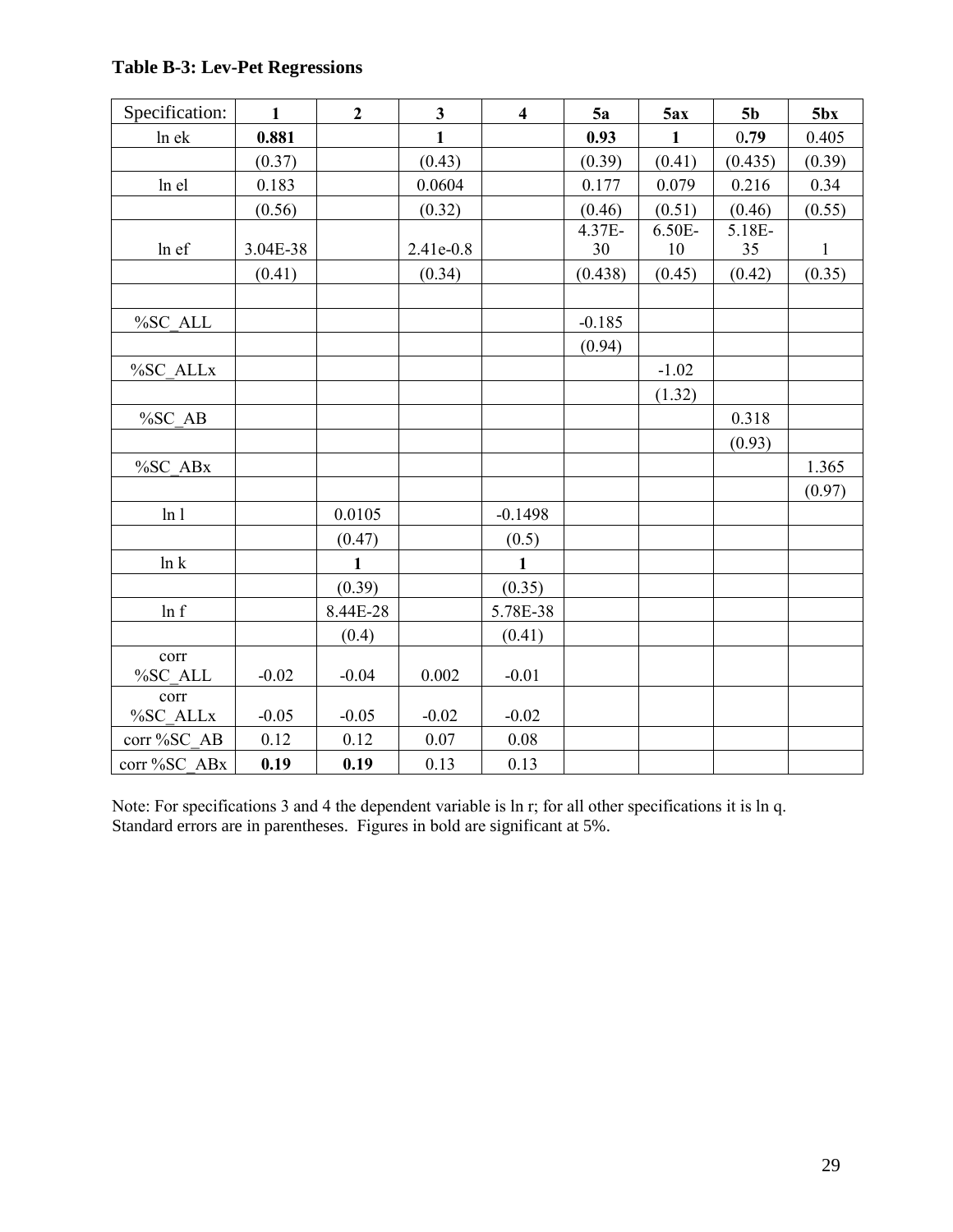**Table B-3: Lev-Pet Regressions**

| Specification: | 1 | 2 | 3 | 4 | 5a | 5ax | 5b | 5bx |
|---|---|---|---|---|---|---|---|---|
| ln ek | **0.881** | | **1** | | **0.93** | **1** | 0**.79** | 0.405 |
| | (0.37) | | (0.43) | | (0.39) | (0.41) | (0.435) | (0.39) |
| ln el | 0.183 | | 0.0604 | | 0.177 | 0.079 | 0.216 | 0.34 |
| | (0.56) | | (0.32) | | (0.46) | (0.51) | (0.46) | (0.55) |
| ln ef | 3.04E-38 | | 2.41e-0.8 | | 4.37E-30 | 6.50E-10 | 5.18E-35 | 1 |
| | (0.41) | | (0.34) | | (0.438) | (0.45) | (0.42) | (0.35) |
| | | | | | | | | |
| %SC_ALL | | | | | -0.185 | | | |
| | | | | | (0.94) | | | |
| %SC_ALLx | | | | | | -1.02 | | |
| | | | | | | (1.32) | | |
| %SC_AB | | | | | | | 0.318 | |
| | | | | | | | (0.93) | |
| %SC_ABx | | | | | | | | 1.365 |
| | | | | | | | | (0.97) |
| ln l | | 0.0105 | | -0.1498 | | | | |
| | | (0.47) | | (0.5) | | | | |
| ln k | | **1** | | **1** | | | | |
| | | (0.39) | | (0.35) | | | | |
| ln f | | 8.44E-28 | | 5.78E-38 | | | | |
| | | (0.4) | | (0.41) | | | | |
| corr %SC_ALL | -0.02 | -0.04 | 0.002 | -0.01 | | | | |
| corr %SC_ALLx | -0.05 | -0.05 | -0.02 | -0.02 | | | | |
| corr %SC_AB | 0.12 | 0.12 | 0.07 | 0.08 | | | | |
| corr %SC_ABx | **0.19** | **0.19** | 0.13 | 0.13 | | | | |

Note: For specifications 3 and 4 the dependent variable is ln r; for all other specifications it is ln q. Standard errors are in parentheses. Figures in bold are significant at 5%.